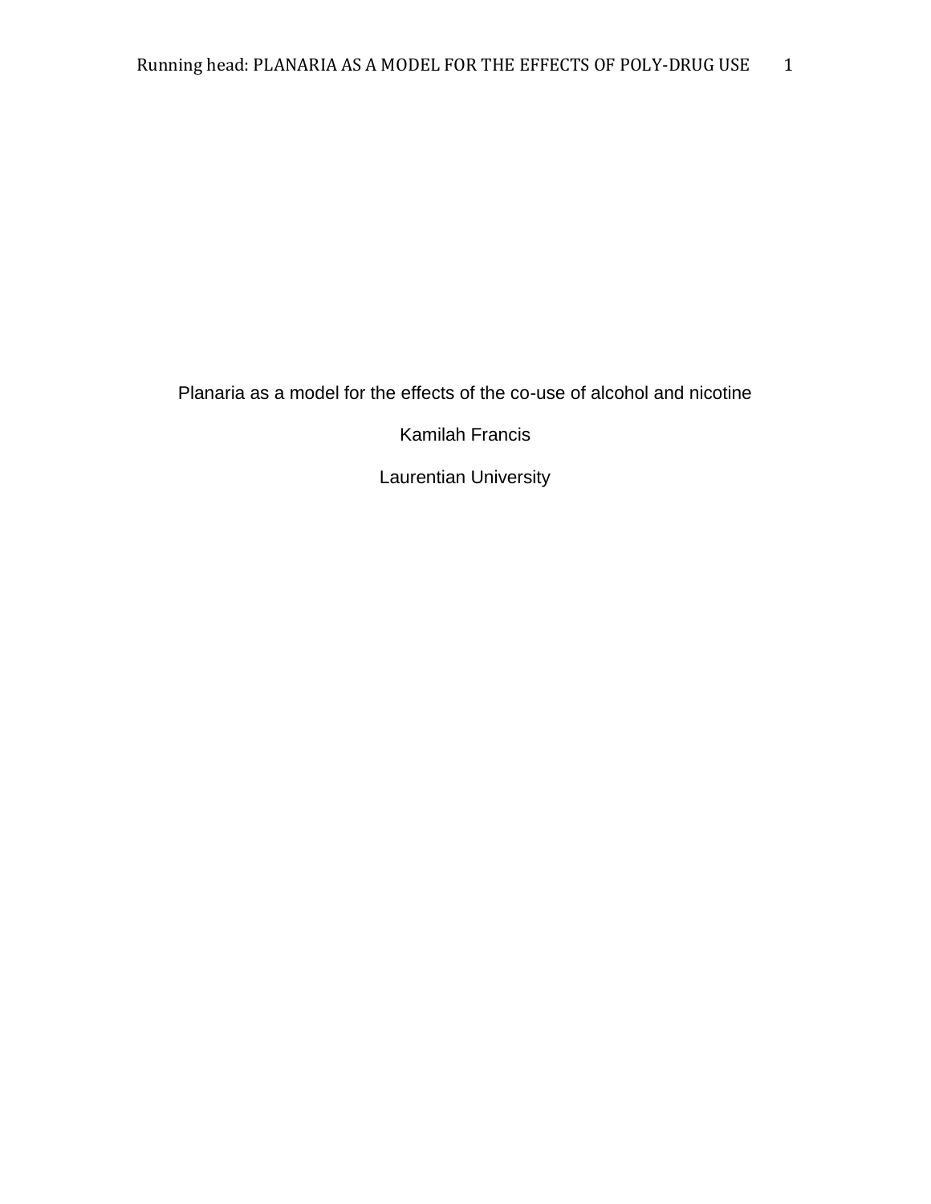Planaria as a model for the effects of the co-use of alcohol and nicotine

Kamilah Francis

Laurentian University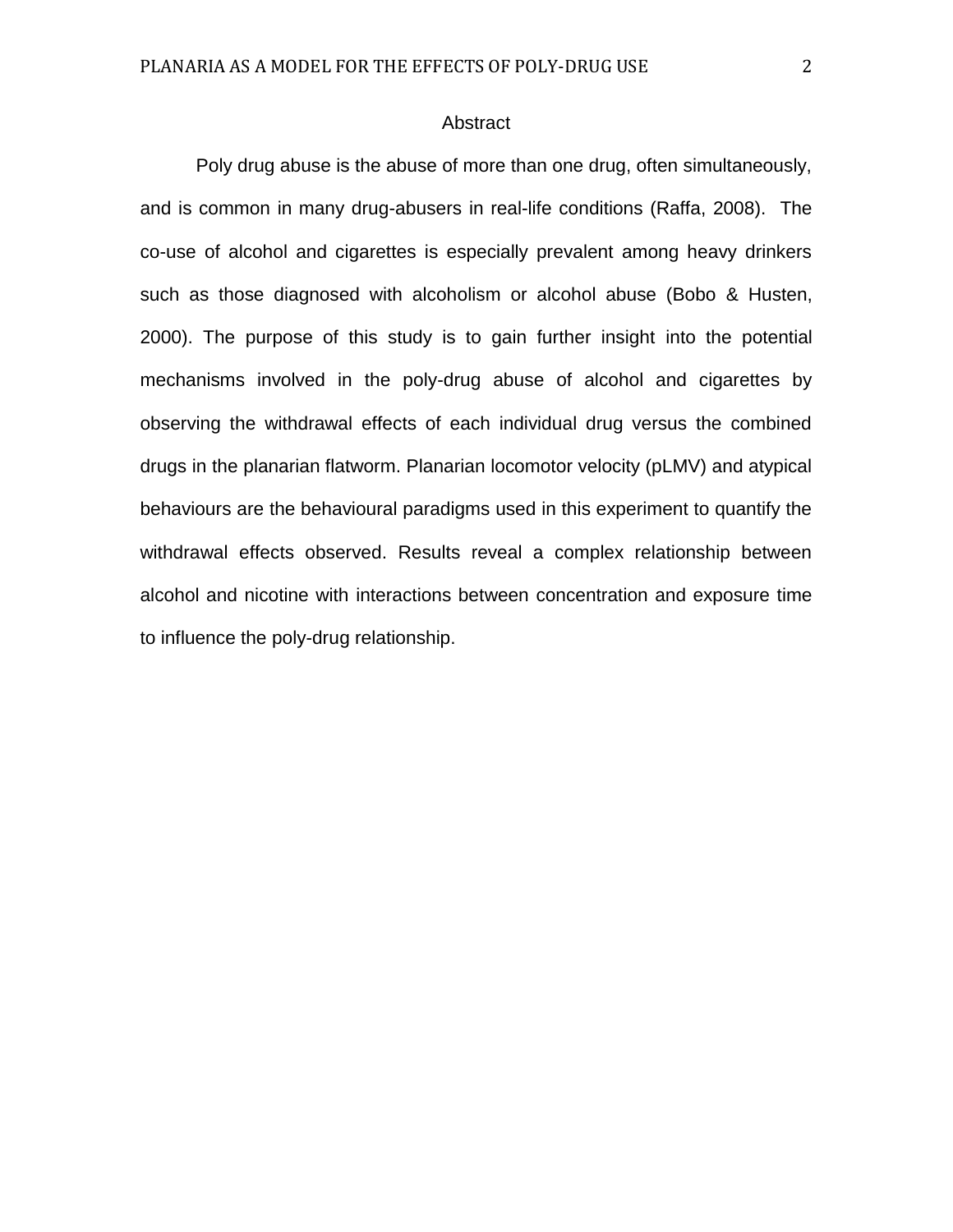# Abstract

Poly drug abuse is the abuse of more than one drug, often simultaneously, and is common in many drug-abusers in real-life conditions (Raffa, 2008). The co-use of alcohol and cigarettes is especially prevalent among heavy drinkers such as those diagnosed with alcoholism or alcohol abuse (Bobo & Husten, 2000). The purpose of this study is to gain further insight into the potential mechanisms involved in the poly-drug abuse of alcohol and cigarettes by observing the withdrawal effects of each individual drug versus the combined drugs in the planarian flatworm. Planarian locomotor velocity (pLMV) and atypical behaviours are the behavioural paradigms used in this experiment to quantify the withdrawal effects observed. Results reveal a complex relationship between alcohol and nicotine with interactions between concentration and exposure time to influence the poly-drug relationship.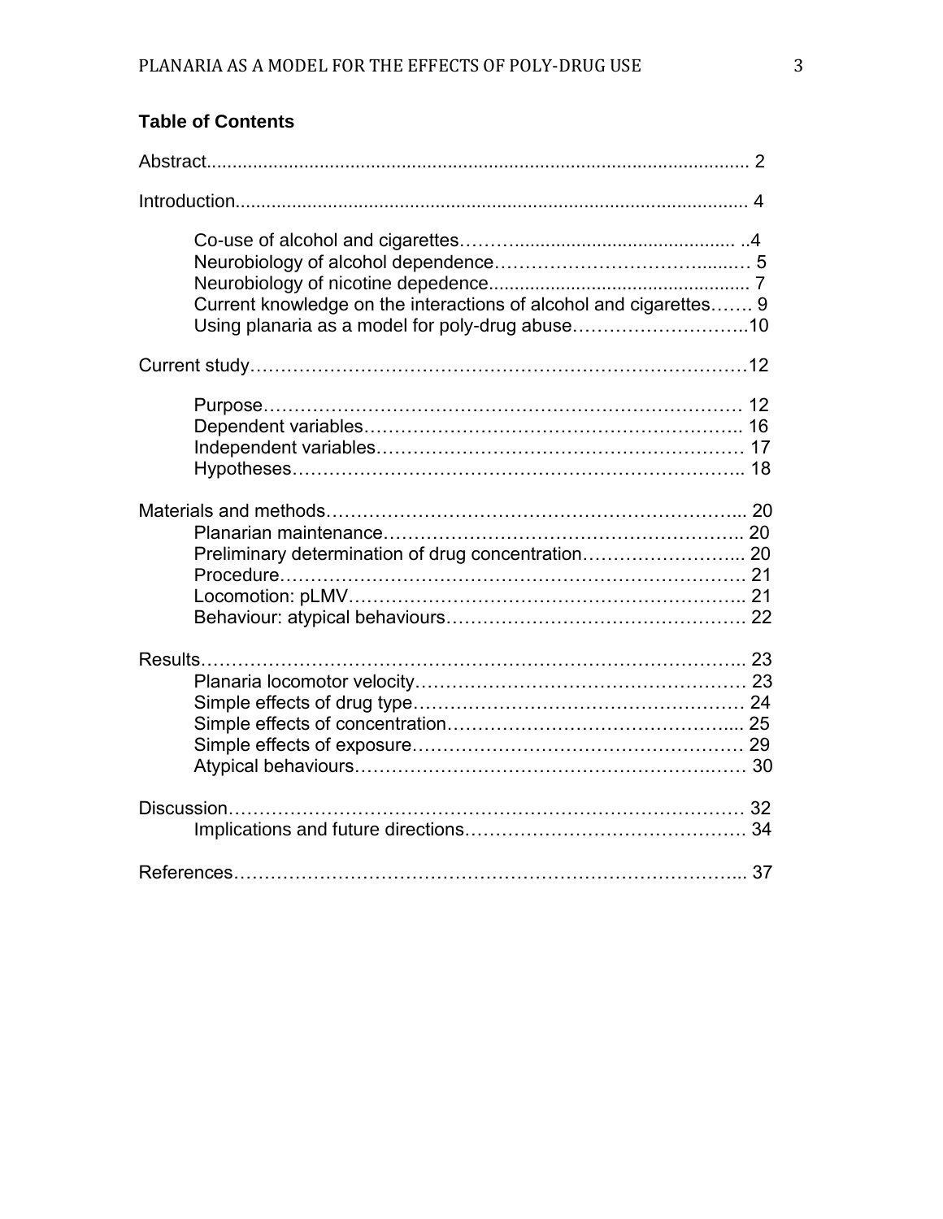**Table of Contents**

Abstract........................................................................................................ 2

Introduction.................................................................................................. 4

- Co-use of alcohol and cigarettes…….......................................... ..4
- Neurobiology of alcohol dependence……………………………....… 5
- Neurobiology of nicotine depedence................................................. 7
- Current knowledge on the interactions of alcohol and cigarettes……. 9
- Using planaria as a model for poly-drug abuse………………………..10

Current study……………………………………………………………………12

- Purpose………………………………………………………………… 12
- Dependent variables………………………………………………….. 16
- Independent variables………………………………………………… 17
- Hypotheses…………………………………………………………….. 18

Materials and methods………………………………………………………... 20

- Planarian maintenance……………………………………………….. 20
- Preliminary determination of drug concentration……………………... 20
- Procedure………………………………………………………………. 21
- Locomotion: pLMV…………………………………………………….. 21
- Behaviour: atypical behaviours………………………………………. 22

Results…………………………………………………………………………... 23

- Planaria locomotor velocity…………………………………………… 23
- Simple effects of drug type…………………………………………… 24
- Simple effects of concentration……………………………………..... 25
- Simple effects of exposure…………………………………………… 29
- Atypical behaviours…………………………………………………… 30

Discussion……………………………………………………………………… 32

- Implications and future directions……………………………………. 34

References……………………………………………………………………... 37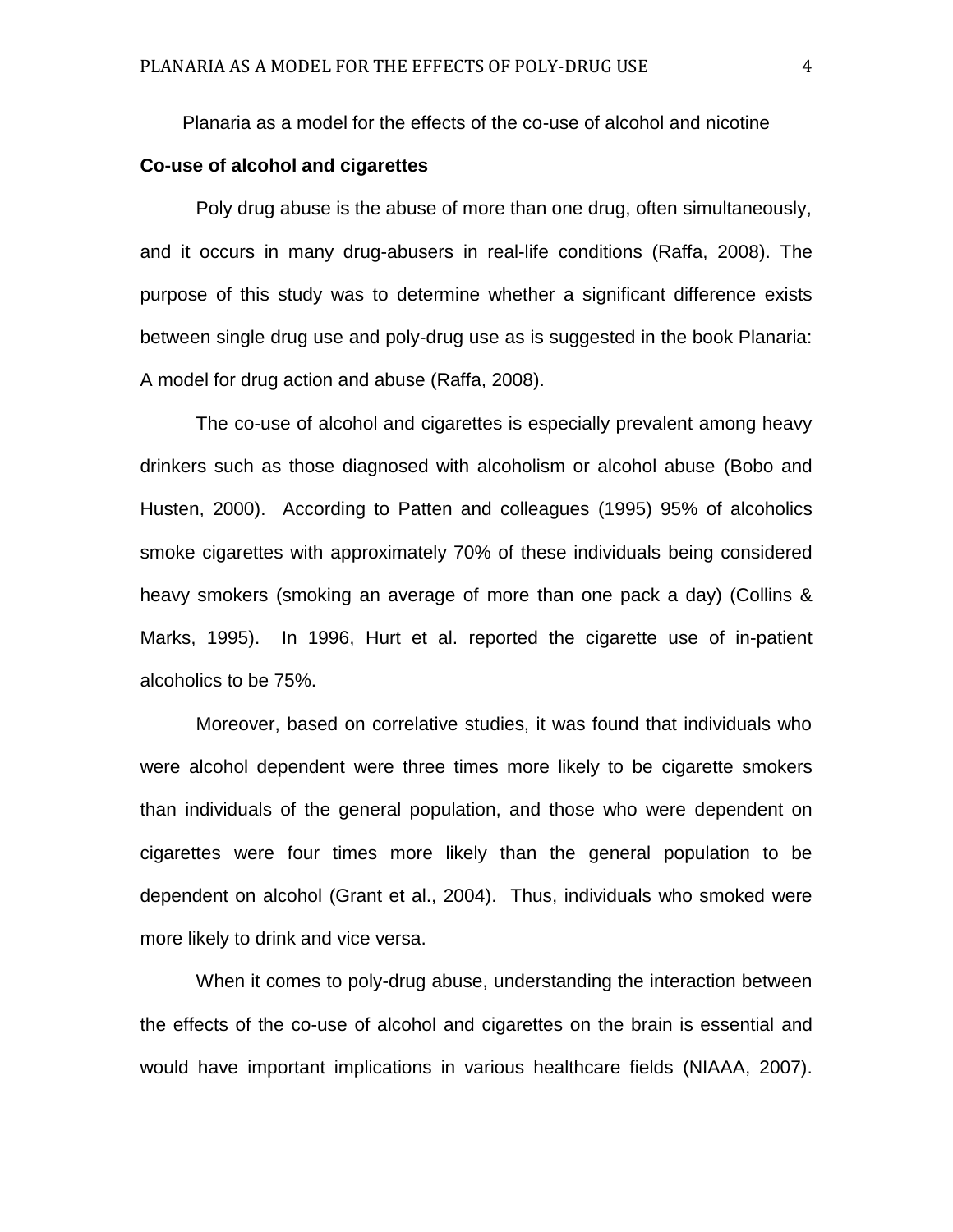# Planaria as a model for the effects of the co-use of alcohol and nicotine

## Co-use of alcohol and cigarettes

Poly drug abuse is the abuse of more than one drug, often simultaneously, and it occurs in many drug-abusers in real-life conditions (Raffa, 2008). The purpose of this study was to determine whether a significant difference exists between single drug use and poly-drug use as is suggested in the book Planaria: A model for drug action and abuse (Raffa, 2008).

The co-use of alcohol and cigarettes is especially prevalent among heavy drinkers such as those diagnosed with alcoholism or alcohol abuse (Bobo and Husten, 2000). According to Patten and colleagues (1995) 95% of alcoholics smoke cigarettes with approximately 70% of these individuals being considered heavy smokers (smoking an average of more than one pack a day) (Collins & Marks, 1995). In 1996, Hurt et al. reported the cigarette use of in-patient alcoholics to be 75%.

Moreover, based on correlative studies, it was found that individuals who were alcohol dependent were three times more likely to be cigarette smokers than individuals of the general population, and those who were dependent on cigarettes were four times more likely than the general population to be dependent on alcohol (Grant et al., 2004). Thus, individuals who smoked were more likely to drink and vice versa.

When it comes to poly-drug abuse, understanding the interaction between the effects of the co-use of alcohol and cigarettes on the brain is essential and would have important implications in various healthcare fields (NIAAA, 2007).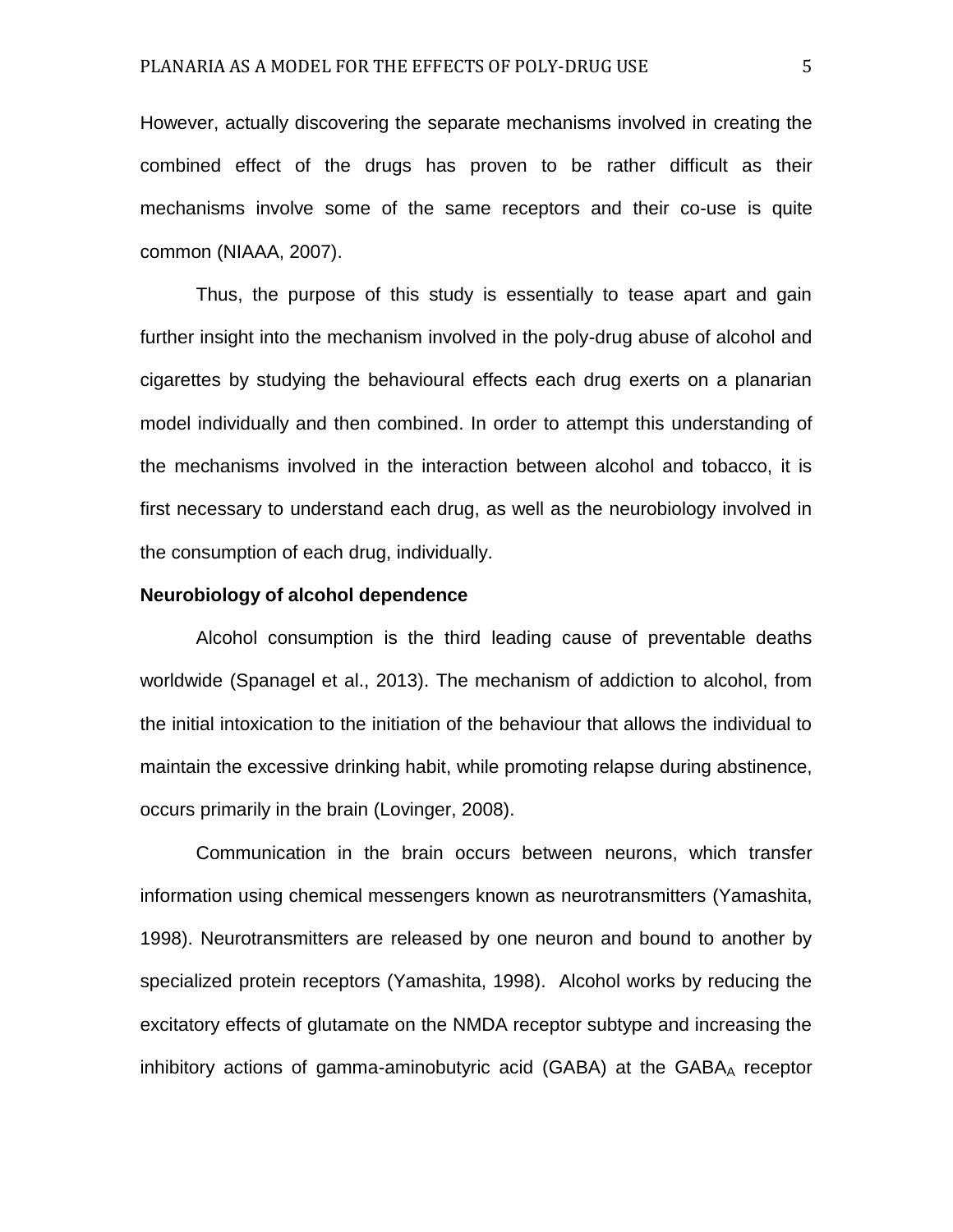However, actually discovering the separate mechanisms involved in creating the combined effect of the drugs has proven to be rather difficult as their mechanisms involve some of the same receptors and their co-use is quite common (NIAAA, 2007).

Thus, the purpose of this study is essentially to tease apart and gain further insight into the mechanism involved in the poly-drug abuse of alcohol and cigarettes by studying the behavioural effects each drug exerts on a planarian model individually and then combined. In order to attempt this understanding of the mechanisms involved in the interaction between alcohol and tobacco, it is first necessary to understand each drug, as well as the neurobiology involved in the consumption of each drug, individually.

**Neurobiology of alcohol dependence**

Alcohol consumption is the third leading cause of preventable deaths worldwide (Spanagel et al., 2013). The mechanism of addiction to alcohol, from the initial intoxication to the initiation of the behaviour that allows the individual to maintain the excessive drinking habit, while promoting relapse during abstinence, occurs primarily in the brain (Lovinger, 2008).

Communication in the brain occurs between neurons, which transfer information using chemical messengers known as neurotransmitters (Yamashita, 1998). Neurotransmitters are released by one neuron and bound to another by specialized protein receptors (Yamashita, 1998). Alcohol works by reducing the excitatory effects of glutamate on the NMDA receptor subtype and increasing the inhibitory actions of gamma-aminobutyric acid (GABA) at the $GABA_A$ receptor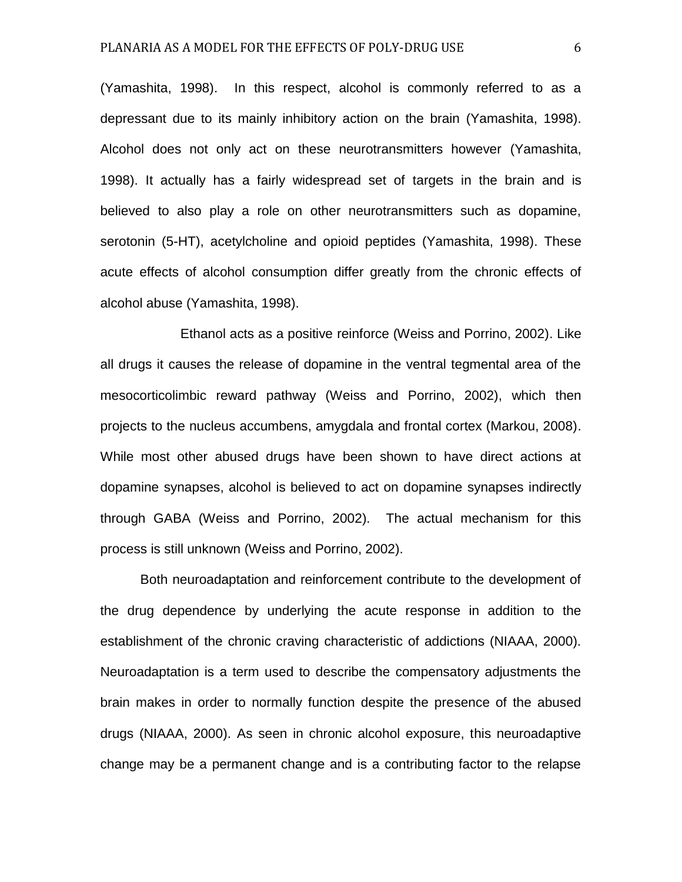(Yamashita, 1998). In this respect, alcohol is commonly referred to as a depressant due to its mainly inhibitory action on the brain (Yamashita, 1998). Alcohol does not only act on these neurotransmitters however (Yamashita, 1998). It actually has a fairly widespread set of targets in the brain and is believed to also play a role on other neurotransmitters such as dopamine, serotonin (5-HT), acetylcholine and opioid peptides (Yamashita, 1998). These acute effects of alcohol consumption differ greatly from the chronic effects of alcohol abuse (Yamashita, 1998).

Ethanol acts as a positive reinforce (Weiss and Porrino, 2002). Like all drugs it causes the release of dopamine in the ventral tegmental area of the mesocorticolimbic reward pathway (Weiss and Porrino, 2002), which then projects to the nucleus accumbens, amygdala and frontal cortex (Markou, 2008). While most other abused drugs have been shown to have direct actions at dopamine synapses, alcohol is believed to act on dopamine synapses indirectly through GABA (Weiss and Porrino, 2002). The actual mechanism for this process is still unknown (Weiss and Porrino, 2002).

Both neuroadaptation and reinforcement contribute to the development of the drug dependence by underlying the acute response in addition to the establishment of the chronic craving characteristic of addictions (NIAAA, 2000). Neuroadaptation is a term used to describe the compensatory adjustments the brain makes in order to normally function despite the presence of the abused drugs (NIAAA, 2000). As seen in chronic alcohol exposure, this neuroadaptive change may be a permanent change and is a contributing factor to the relapse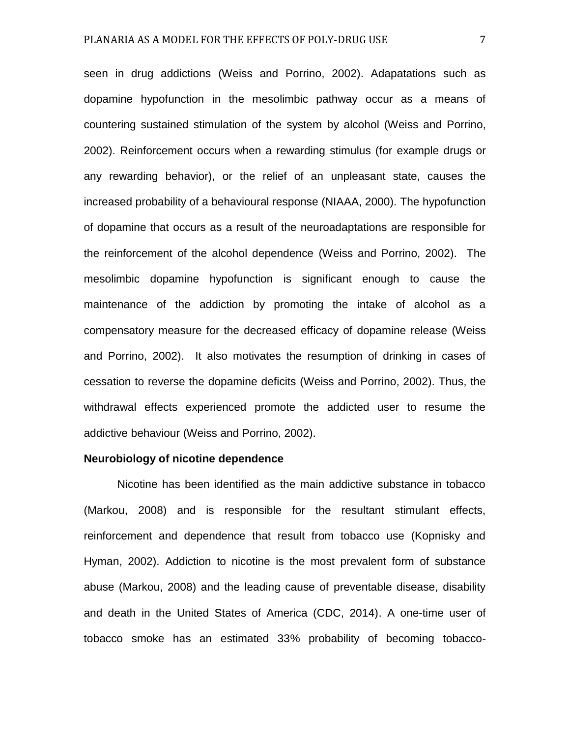seen in drug addictions (Weiss and Porrino, 2002). Adapatations such as dopamine hypofunction in the mesolimbic pathway occur as a means of countering sustained stimulation of the system by alcohol (Weiss and Porrino, 2002). Reinforcement occurs when a rewarding stimulus (for example drugs or any rewarding behavior), or the relief of an unpleasant state, causes the increased probability of a behavioural response (NIAAA, 2000). The hypofunction of dopamine that occurs as a result of the neuroadaptations are responsible for the reinforcement of the alcohol dependence (Weiss and Porrino, 2002). The mesolimbic dopamine hypofunction is significant enough to cause the maintenance of the addiction by promoting the intake of alcohol as a compensatory measure for the decreased efficacy of dopamine release (Weiss and Porrino, 2002). It also motivates the resumption of drinking in cases of cessation to reverse the dopamine deficits (Weiss and Porrino, 2002). Thus, the withdrawal effects experienced promote the addicted user to resume the addictive behaviour (Weiss and Porrino, 2002).

**Neurobiology of nicotine dependence**

Nicotine has been identified as the main addictive substance in tobacco (Markou, 2008) and is responsible for the resultant stimulant effects, reinforcement and dependence that result from tobacco use (Kopnisky and Hyman, 2002). Addiction to nicotine is the most prevalent form of substance abuse (Markou, 2008) and the leading cause of preventable disease, disability and death in the United States of America (CDC, 2014). A one-time user of tobacco smoke has an estimated 33% probability of becoming tobacco-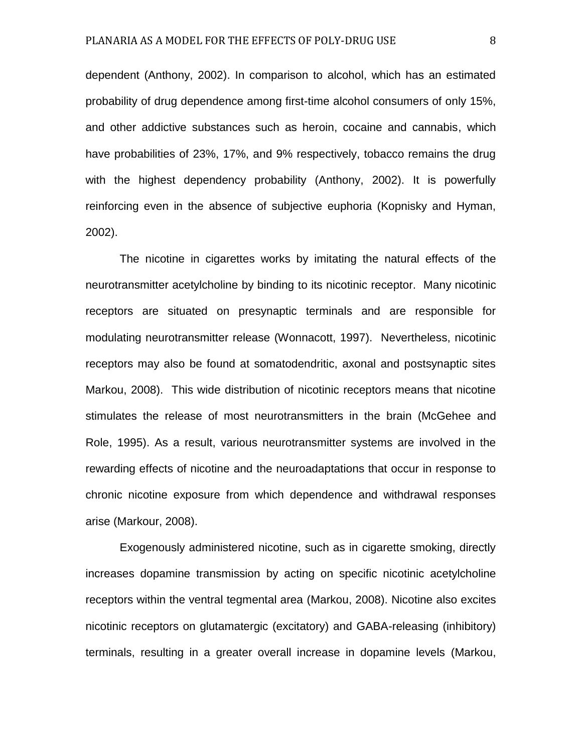dependent (Anthony, 2002). In comparison to alcohol, which has an estimated probability of drug dependence among first-time alcohol consumers of only 15%, and other addictive substances such as heroin, cocaine and cannabis, which have probabilities of 23%, 17%, and 9% respectively, tobacco remains the drug with the highest dependency probability (Anthony, 2002). It is powerfully reinforcing even in the absence of subjective euphoria (Kopnisky and Hyman, 2002).

The nicotine in cigarettes works by imitating the natural effects of the neurotransmitter acetylcholine by binding to its nicotinic receptor. Many nicotinic receptors are situated on presynaptic terminals and are responsible for modulating neurotransmitter release (Wonnacott, 1997). Nevertheless, nicotinic receptors may also be found at somatodendritic, axonal and postsynaptic sites Markou, 2008). This wide distribution of nicotinic receptors means that nicotine stimulates the release of most neurotransmitters in the brain (McGehee and Role, 1995). As a result, various neurotransmitter systems are involved in the rewarding effects of nicotine and the neuroadaptations that occur in response to chronic nicotine exposure from which dependence and withdrawal responses arise (Markour, 2008).

Exogenously administered nicotine, such as in cigarette smoking, directly increases dopamine transmission by acting on specific nicotinic acetylcholine receptors within the ventral tegmental area (Markou, 2008). Nicotine also excites nicotinic receptors on glutamatergic (excitatory) and GABA-releasing (inhibitory) terminals, resulting in a greater overall increase in dopamine levels (Markou,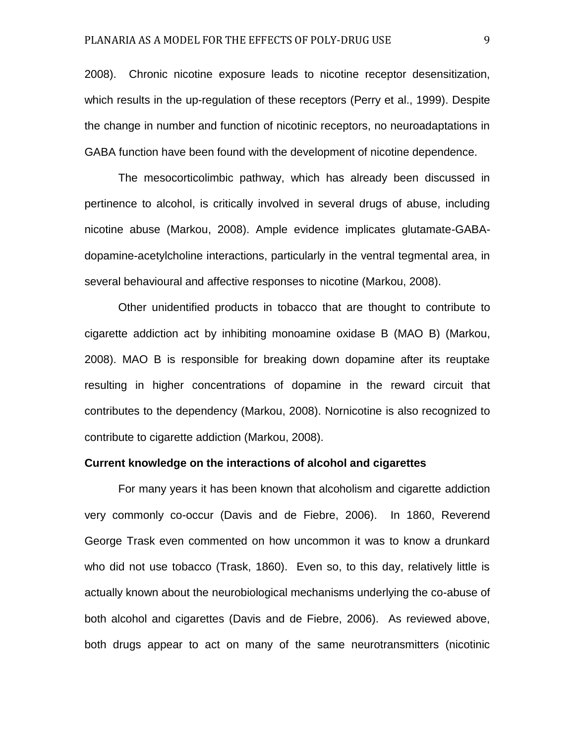2008). Chronic nicotine exposure leads to nicotine receptor desensitization, which results in the up-regulation of these receptors (Perry et al., 1999). Despite the change in number and function of nicotinic receptors, no neuroadaptations in GABA function have been found with the development of nicotine dependence.

The mesocorticolimbic pathway, which has already been discussed in pertinence to alcohol, is critically involved in several drugs of abuse, including nicotine abuse (Markou, 2008). Ample evidence implicates glutamate-GABA-dopamine-acetylcholine interactions, particularly in the ventral tegmental area, in several behavioural and affective responses to nicotine (Markou, 2008).

Other unidentified products in tobacco that are thought to contribute to cigarette addiction act by inhibiting monoamine oxidase B (MAO B) (Markou, 2008). MAO B is responsible for breaking down dopamine after its reuptake resulting in higher concentrations of dopamine in the reward circuit that contributes to the dependency (Markou, 2008). Nornicotine is also recognized to contribute to cigarette addiction (Markou, 2008).

**Current knowledge on the interactions of alcohol and cigarettes**

For many years it has been known that alcoholism and cigarette addiction very commonly co-occur (Davis and de Fiebre, 2006). In 1860, Reverend George Trask even commented on how uncommon it was to know a drunkard who did not use tobacco (Trask, 1860). Even so, to this day, relatively little is actually known about the neurobiological mechanisms underlying the co-abuse of both alcohol and cigarettes (Davis and de Fiebre, 2006). As reviewed above, both drugs appear to act on many of the same neurotransmitters (nicotinic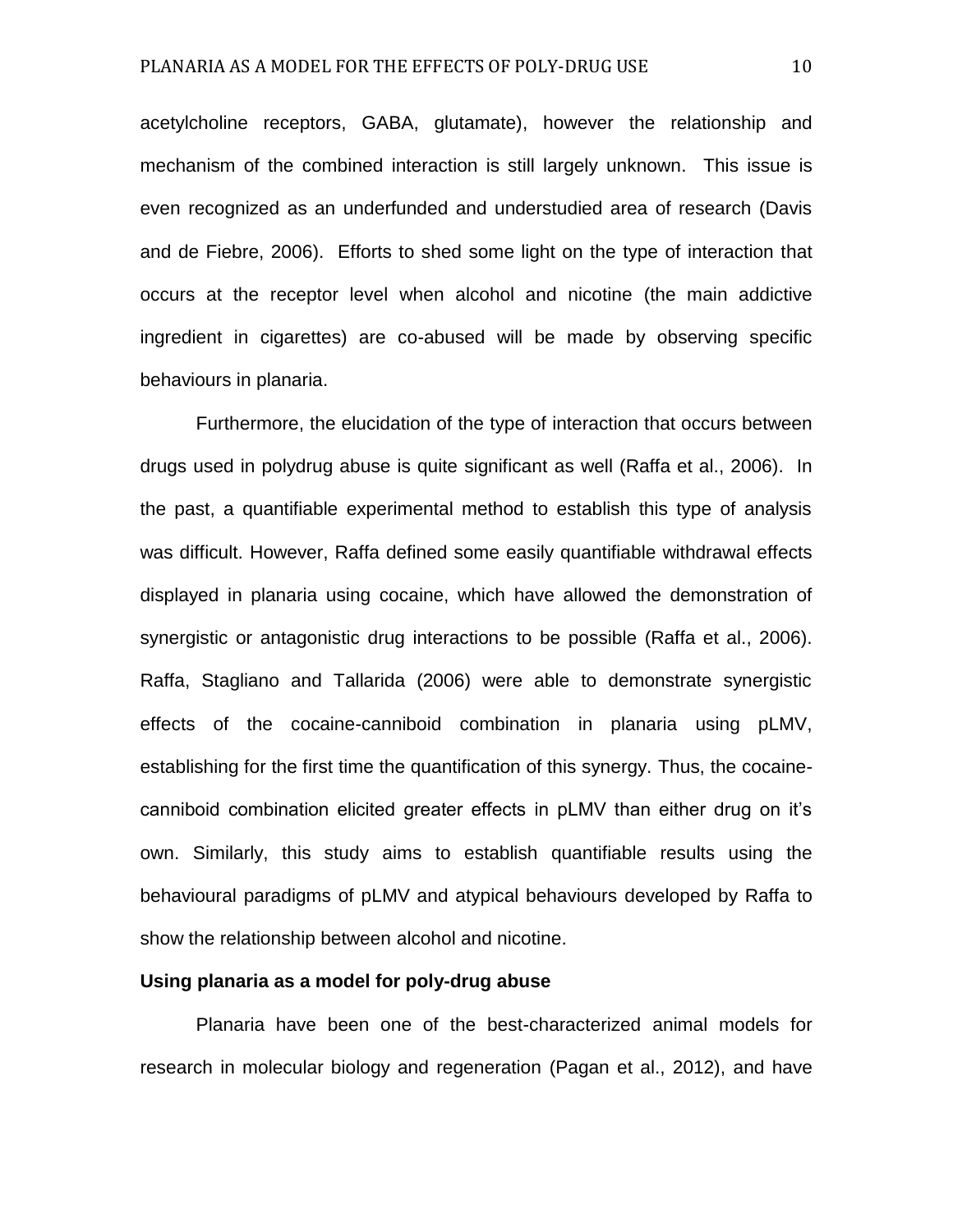acetylcholine receptors, GABA, glutamate), however the relationship and mechanism of the combined interaction is still largely unknown. This issue is even recognized as an underfunded and understudied area of research (Davis and de Fiebre, 2006). Efforts to shed some light on the type of interaction that occurs at the receptor level when alcohol and nicotine (the main addictive ingredient in cigarettes) are co-abused will be made by observing specific behaviours in planaria.

Furthermore, the elucidation of the type of interaction that occurs between drugs used in polydrug abuse is quite significant as well (Raffa et al., 2006). In the past, a quantifiable experimental method to establish this type of analysis was difficult. However, Raffa defined some easily quantifiable withdrawal effects displayed in planaria using cocaine, which have allowed the demonstration of synergistic or antagonistic drug interactions to be possible (Raffa et al., 2006). Raffa, Stagliano and Tallarida (2006) were able to demonstrate synergistic effects of the cocaine-canniboid combination in planaria using pLMV, establishing for the first time the quantification of this synergy. Thus, the cocaine-canniboid combination elicited greater effects in pLMV than either drug on it's own. Similarly, this study aims to establish quantifiable results using the behavioural paradigms of pLMV and atypical behaviours developed by Raffa to show the relationship between alcohol and nicotine.

**Using planaria as a model for poly-drug abuse**

Planaria have been one of the best-characterized animal models for research in molecular biology and regeneration (Pagan et al., 2012), and have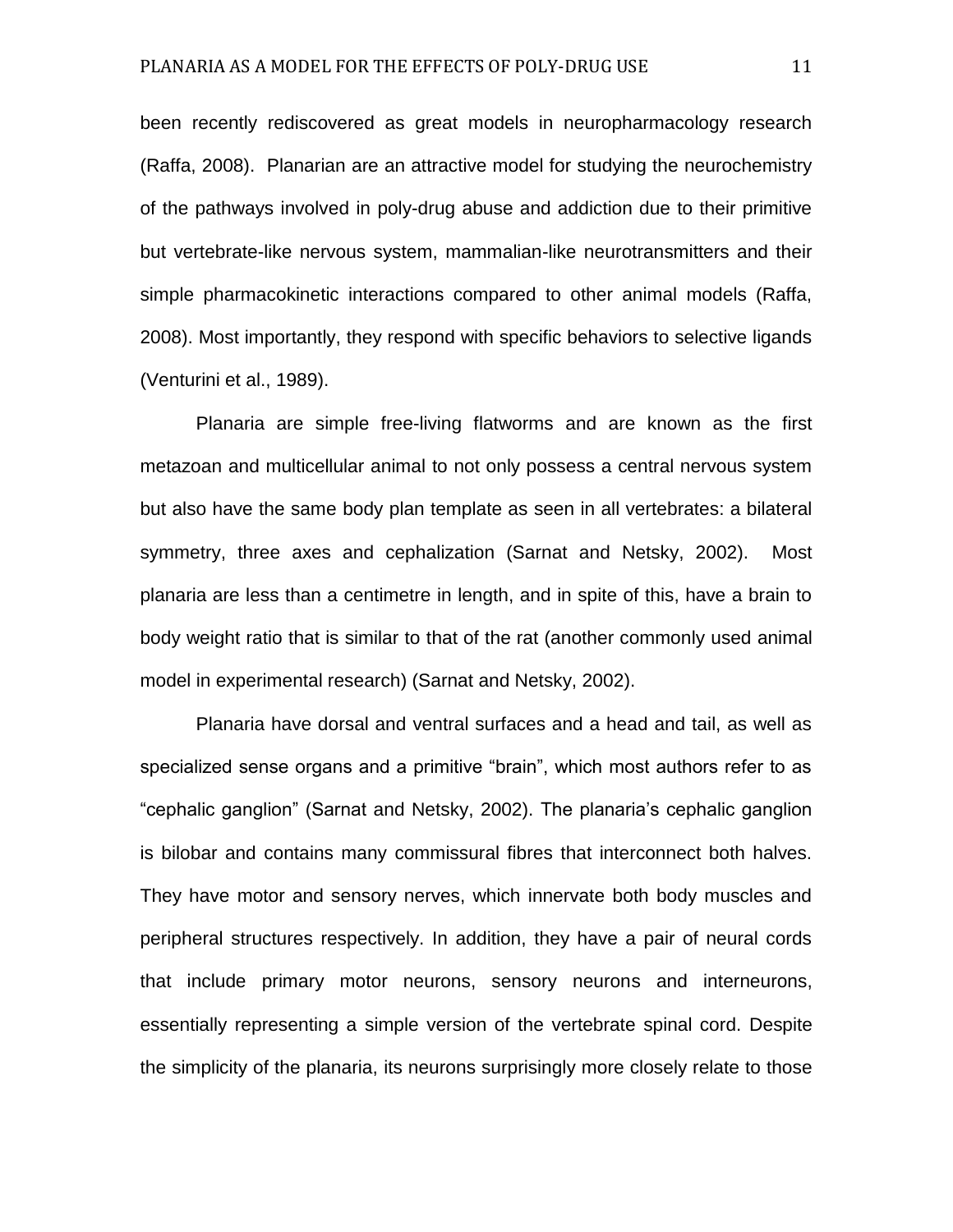been recently rediscovered as great models in neuropharmacology research (Raffa, 2008). Planarian are an attractive model for studying the neurochemistry of the pathways involved in poly-drug abuse and addiction due to their primitive but vertebrate-like nervous system, mammalian-like neurotransmitters and their simple pharmacokinetic interactions compared to other animal models (Raffa, 2008). Most importantly, they respond with specific behaviors to selective ligands (Venturini et al., 1989).

Planaria are simple free-living flatworms and are known as the first metazoan and multicellular animal to not only possess a central nervous system but also have the same body plan template as seen in all vertebrates: a bilateral symmetry, three axes and cephalization (Sarnat and Netsky, 2002). Most planaria are less than a centimetre in length, and in spite of this, have a brain to body weight ratio that is similar to that of the rat (another commonly used animal model in experimental research) (Sarnat and Netsky, 2002).

Planaria have dorsal and ventral surfaces and a head and tail, as well as specialized sense organs and a primitive "brain", which most authors refer to as "cephalic ganglion" (Sarnat and Netsky, 2002). The planaria's cephalic ganglion is bilobar and contains many commissural fibres that interconnect both halves. They have motor and sensory nerves, which innervate both body muscles and peripheral structures respectively. In addition, they have a pair of neural cords that include primary motor neurons, sensory neurons and interneurons, essentially representing a simple version of the vertebrate spinal cord. Despite the simplicity of the planaria, its neurons surprisingly more closely relate to those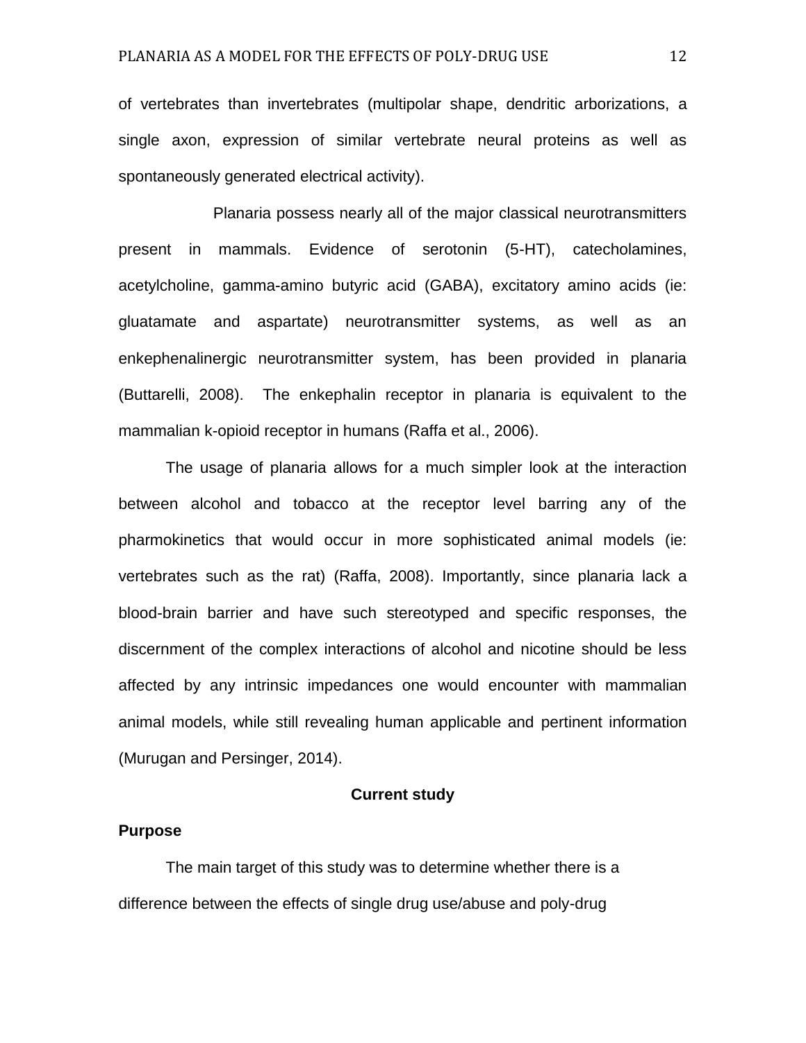of vertebrates than invertebrates (multipolar shape, dendritic arborizations, a single axon, expression of similar vertebrate neural proteins as well as spontaneously generated electrical activity).

Planaria possess nearly all of the major classical neurotransmitters present in mammals. Evidence of serotonin (5-HT), catecholamines, acetylcholine, gamma-amino butyric acid (GABA), excitatory amino acids (ie: gluatamate and aspartate) neurotransmitter systems, as well as an enkephenalinergic neurotransmitter system, has been provided in planaria (Buttarelli, 2008). The enkephalin receptor in planaria is equivalent to the mammalian k-opioid receptor in humans (Raffa et al., 2006).

The usage of planaria allows for a much simpler look at the interaction between alcohol and tobacco at the receptor level barring any of the pharmokinetics that would occur in more sophisticated animal models (ie: vertebrates such as the rat) (Raffa, 2008). Importantly, since planaria lack a blood-brain barrier and have such stereotyped and specific responses, the discernment of the complex interactions of alcohol and nicotine should be less affected by any intrinsic impedances one would encounter with mammalian animal models, while still revealing human applicable and pertinent information (Murugan and Persinger, 2014).

## Current study

### Purpose

The main target of this study was to determine whether there is a difference between the effects of single drug use/abuse and poly-drug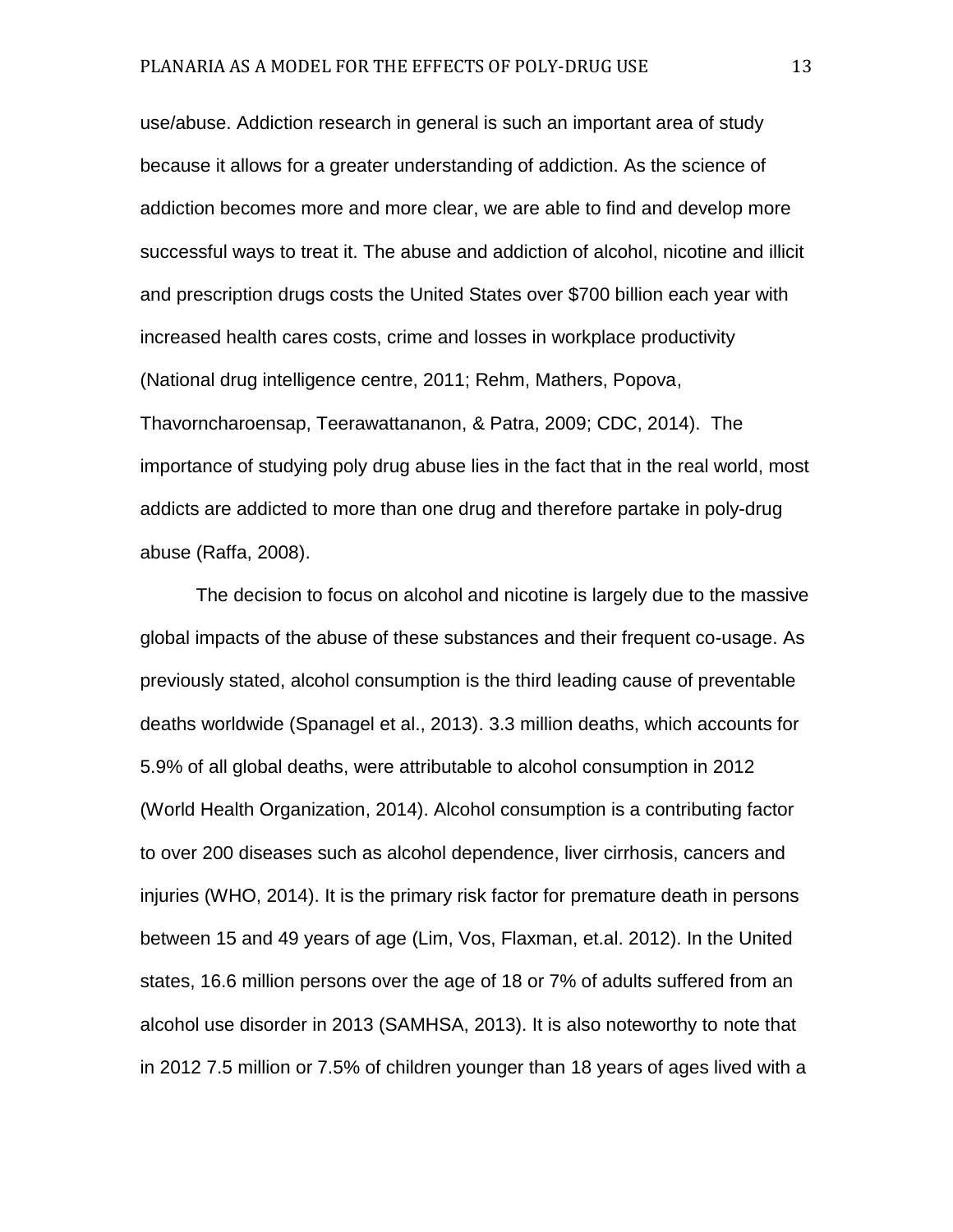use/abuse. Addiction research in general is such an important area of study because it allows for a greater understanding of addiction. As the science of addiction becomes more and more clear, we are able to find and develop more successful ways to treat it. The abuse and addiction of alcohol, nicotine and illicit and prescription drugs costs the United States over $700 billion each year with increased health cares costs, crime and losses in workplace productivity (National drug intelligence centre, 2011; Rehm, Mathers, Popova, Thavorncharoensap, Teerawattananon, & Patra, 2009; CDC, 2014). The importance of studying poly drug abuse lies in the fact that in the real world, most addicts are addicted to more than one drug and therefore partake in poly-drug abuse (Raffa, 2008).

The decision to focus on alcohol and nicotine is largely due to the massive global impacts of the abuse of these substances and their frequent co-usage. As previously stated, alcohol consumption is the third leading cause of preventable deaths worldwide (Spanagel et al., 2013). 3.3 million deaths, which accounts for 5.9% of all global deaths, were attributable to alcohol consumption in 2012 (World Health Organization, 2014). Alcohol consumption is a contributing factor to over 200 diseases such as alcohol dependence, liver cirrhosis, cancers and injuries (WHO, 2014). It is the primary risk factor for premature death in persons between 15 and 49 years of age (Lim, Vos, Flaxman, et.al. 2012). In the United states, 16.6 million persons over the age of 18 or 7% of adults suffered from an alcohol use disorder in 2013 (SAMHSA, 2013). It is also noteworthy to note that in 2012 7.5 million or 7.5% of children younger than 18 years of ages lived with a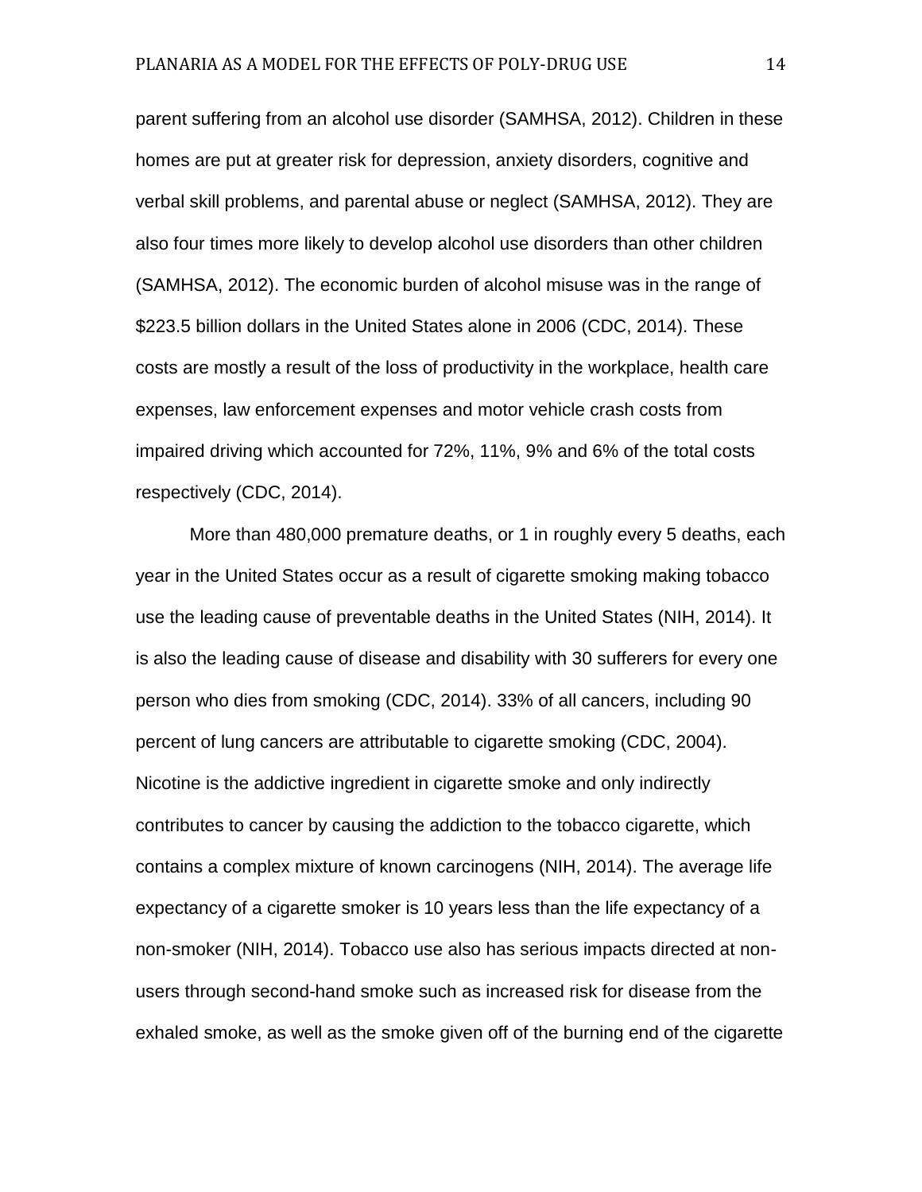parent suffering from an alcohol use disorder (SAMHSA, 2012). Children in these homes are put at greater risk for depression, anxiety disorders, cognitive and verbal skill problems, and parental abuse or neglect (SAMHSA, 2012). They are also four times more likely to develop alcohol use disorders than other children (SAMHSA, 2012). The economic burden of alcohol misuse was in the range of $223.5 billion dollars in the United States alone in 2006 (CDC, 2014). These costs are mostly a result of the loss of productivity in the workplace, health care expenses, law enforcement expenses and motor vehicle crash costs from impaired driving which accounted for 72%, 11%, 9% and 6% of the total costs respectively (CDC, 2014).

More than 480,000 premature deaths, or 1 in roughly every 5 deaths, each year in the United States occur as a result of cigarette smoking making tobacco use the leading cause of preventable deaths in the United States (NIH, 2014). It is also the leading cause of disease and disability with 30 sufferers for every one person who dies from smoking (CDC, 2014). 33% of all cancers, including 90 percent of lung cancers are attributable to cigarette smoking (CDC, 2004). Nicotine is the addictive ingredient in cigarette smoke and only indirectly contributes to cancer by causing the addiction to the tobacco cigarette, which contains a complex mixture of known carcinogens (NIH, 2014). The average life expectancy of a cigarette smoker is 10 years less than the life expectancy of a non-smoker (NIH, 2014). Tobacco use also has serious impacts directed at non-users through second-hand smoke such as increased risk for disease from the exhaled smoke, as well as the smoke given off of the burning end of the cigarette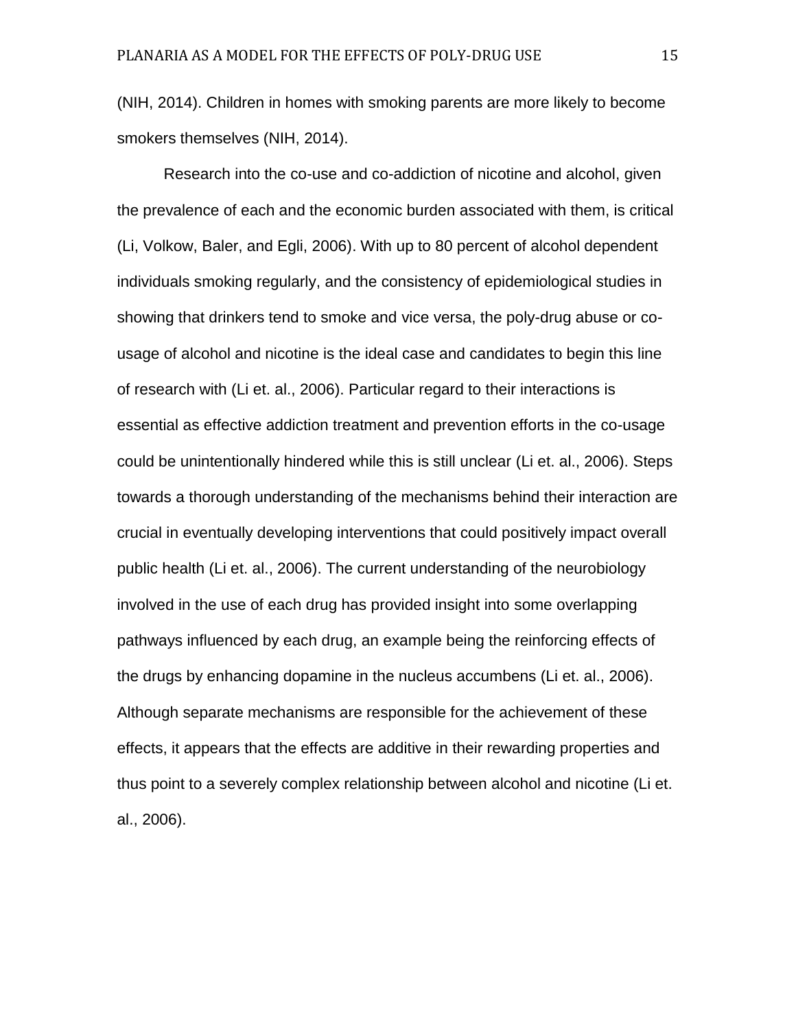(NIH, 2014). Children in homes with smoking parents are more likely to become smokers themselves (NIH, 2014).

Research into the co-use and co-addiction of nicotine and alcohol, given the prevalence of each and the economic burden associated with them, is critical (Li, Volkow, Baler, and Egli, 2006). With up to 80 percent of alcohol dependent individuals smoking regularly, and the consistency of epidemiological studies in showing that drinkers tend to smoke and vice versa, the poly-drug abuse or co-usage of alcohol and nicotine is the ideal case and candidates to begin this line of research with (Li et. al., 2006). Particular regard to their interactions is essential as effective addiction treatment and prevention efforts in the co-usage could be unintentionally hindered while this is still unclear (Li et. al., 2006). Steps towards a thorough understanding of the mechanisms behind their interaction are crucial in eventually developing interventions that could positively impact overall public health (Li et. al., 2006). The current understanding of the neurobiology involved in the use of each drug has provided insight into some overlapping pathways influenced by each drug, an example being the reinforcing effects of the drugs by enhancing dopamine in the nucleus accumbens (Li et. al., 2006). Although separate mechanisms are responsible for the achievement of these effects, it appears that the effects are additive in their rewarding properties and thus point to a severely complex relationship between alcohol and nicotine (Li et. al., 2006).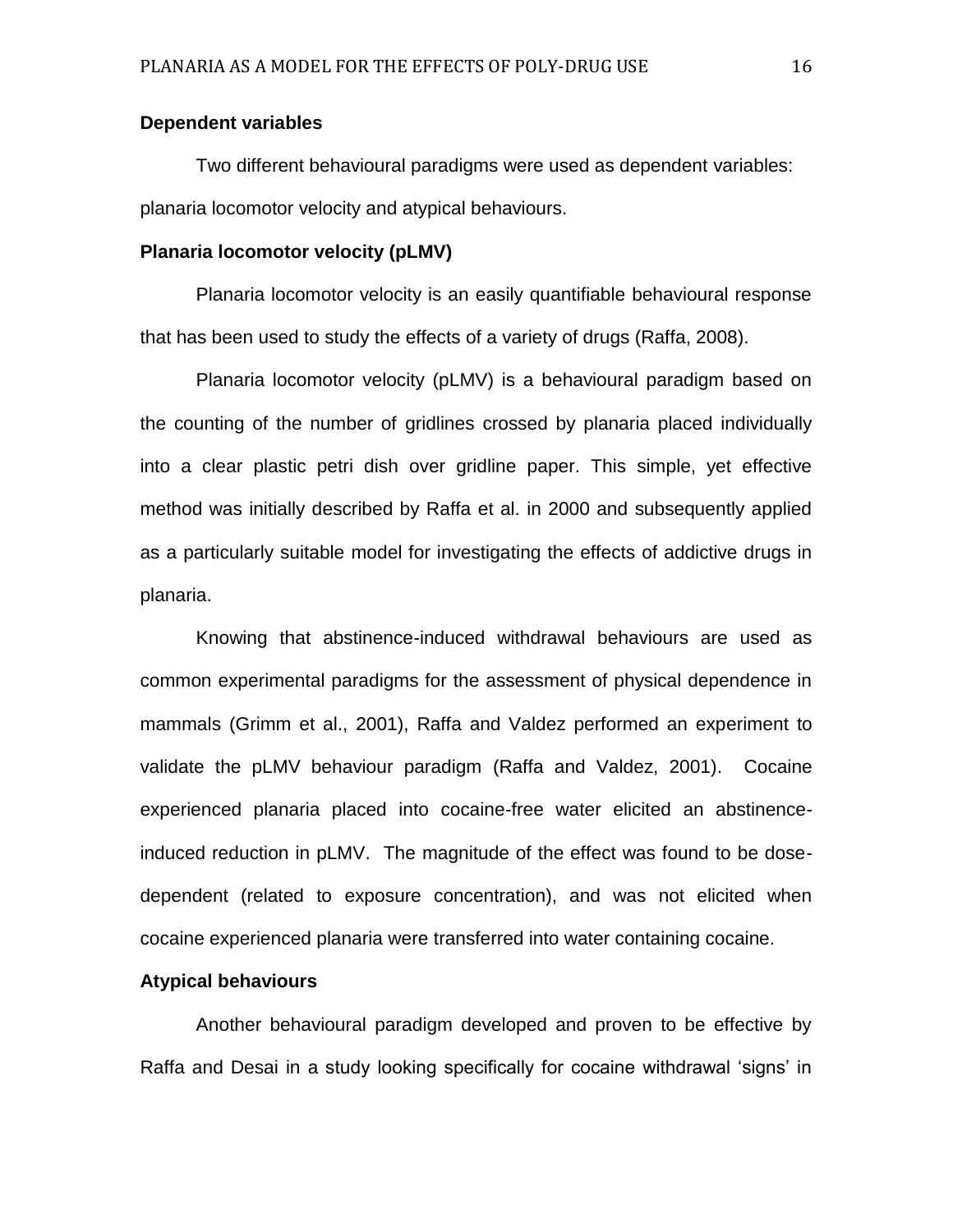**Dependent variables**

Two different behavioural paradigms were used as dependent variables: planaria locomotor velocity and atypical behaviours.

**Planaria locomotor velocity (pLMV)**

Planaria locomotor velocity is an easily quantifiable behavioural response that has been used to study the effects of a variety of drugs (Raffa, 2008).

Planaria locomotor velocity (pLMV) is a behavioural paradigm based on the counting of the number of gridlines crossed by planaria placed individually into a clear plastic petri dish over gridline paper. This simple, yet effective method was initially described by Raffa et al. in 2000 and subsequently applied as a particularly suitable model for investigating the effects of addictive drugs in planaria.

Knowing that abstinence-induced withdrawal behaviours are used as common experimental paradigms for the assessment of physical dependence in mammals (Grimm et al., 2001), Raffa and Valdez performed an experiment to validate the pLMV behaviour paradigm (Raffa and Valdez, 2001). Cocaine experienced planaria placed into cocaine-free water elicited an abstinence-induced reduction in pLMV. The magnitude of the effect was found to be dose-dependent (related to exposure concentration), and was not elicited when cocaine experienced planaria were transferred into water containing cocaine.

**Atypical behaviours**

Another behavioural paradigm developed and proven to be effective by Raffa and Desai in a study looking specifically for cocaine withdrawal 'signs' in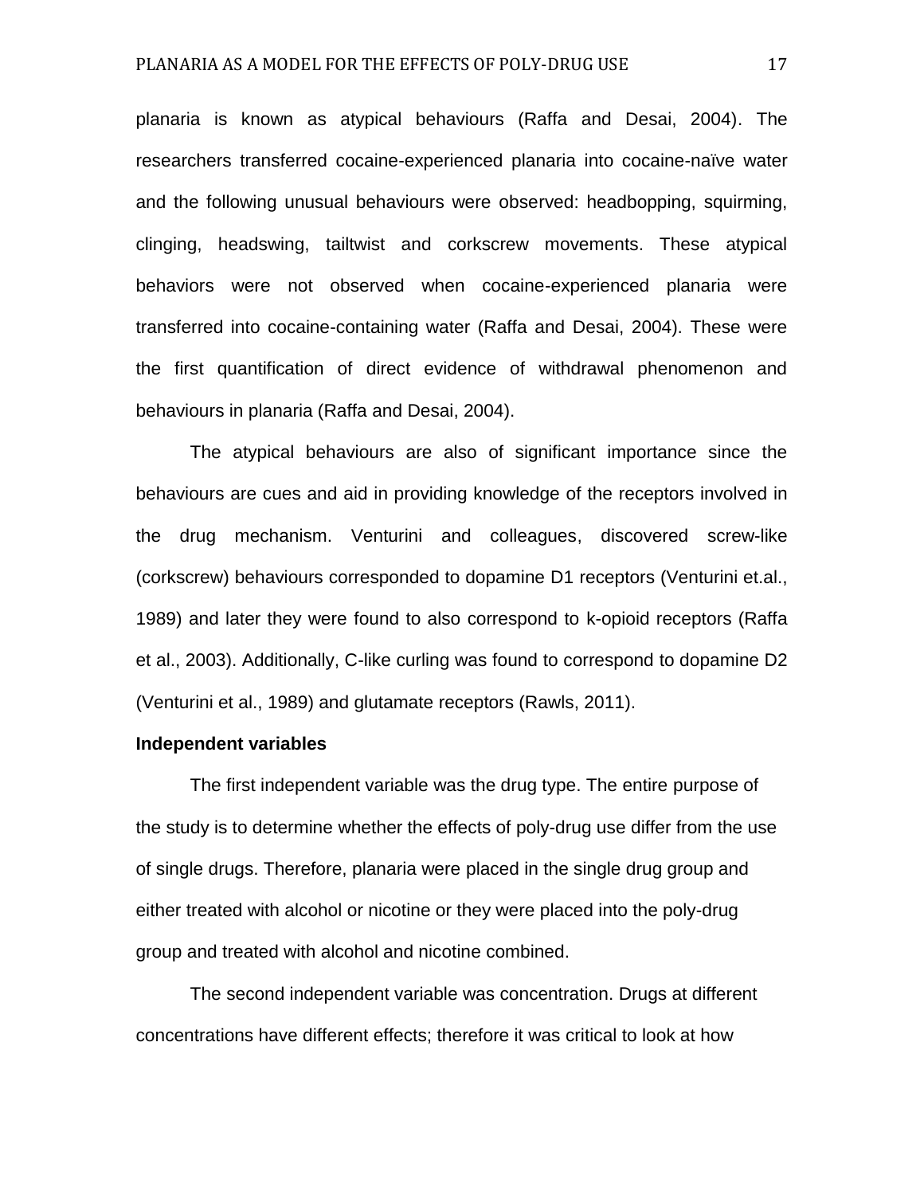planaria is known as atypical behaviours (Raffa and Desai, 2004). The researchers transferred cocaine-experienced planaria into cocaine-naïve water and the following unusual behaviours were observed: headbopping, squirming, clinging, headswing, tailtwist and corkscrew movements. These atypical behaviors were not observed when cocaine-experienced planaria were transferred into cocaine-containing water (Raffa and Desai, 2004). These were the first quantification of direct evidence of withdrawal phenomenon and behaviours in planaria (Raffa and Desai, 2004).

The atypical behaviours are also of significant importance since the behaviours are cues and aid in providing knowledge of the receptors involved in the drug mechanism. Venturini and colleagues, discovered screw-like (corkscrew) behaviours corresponded to dopamine D1 receptors (Venturini et.al., 1989) and later they were found to also correspond to k-opioid receptors (Raffa et al., 2003). Additionally, C-like curling was found to correspond to dopamine D2 (Venturini et al., 1989) and glutamate receptors (Rawls, 2011).

**Independent variables**

The first independent variable was the drug type. The entire purpose of the study is to determine whether the effects of poly-drug use differ from the use of single drugs. Therefore, planaria were placed in the single drug group and either treated with alcohol or nicotine or they were placed into the poly-drug group and treated with alcohol and nicotine combined.

The second independent variable was concentration. Drugs at different concentrations have different effects; therefore it was critical to look at how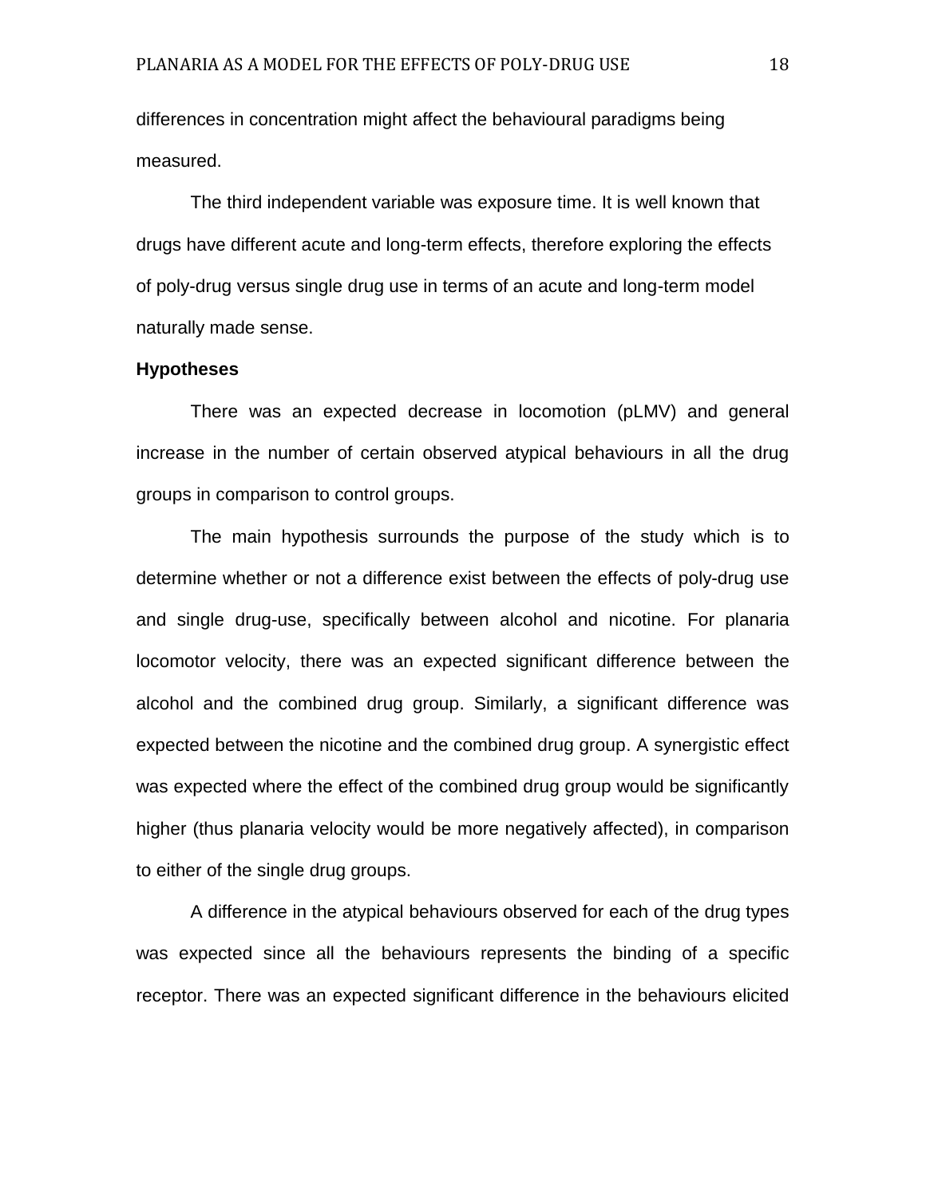differences in concentration might affect the behavioural paradigms being measured.

The third independent variable was exposure time. It is well known that drugs have different acute and long-term effects, therefore exploring the effects of poly-drug versus single drug use in terms of an acute and long-term model naturally made sense.

**Hypotheses**

There was an expected decrease in locomotion (pLMV) and general increase in the number of certain observed atypical behaviours in all the drug groups in comparison to control groups.

The main hypothesis surrounds the purpose of the study which is to determine whether or not a difference exist between the effects of poly-drug use and single drug-use, specifically between alcohol and nicotine. For planaria locomotor velocity, there was an expected significant difference between the alcohol and the combined drug group. Similarly, a significant difference was expected between the nicotine and the combined drug group. A synergistic effect was expected where the effect of the combined drug group would be significantly higher (thus planaria velocity would be more negatively affected), in comparison to either of the single drug groups.

A difference in the atypical behaviours observed for each of the drug types was expected since all the behaviours represents the binding of a specific receptor. There was an expected significant difference in the behaviours elicited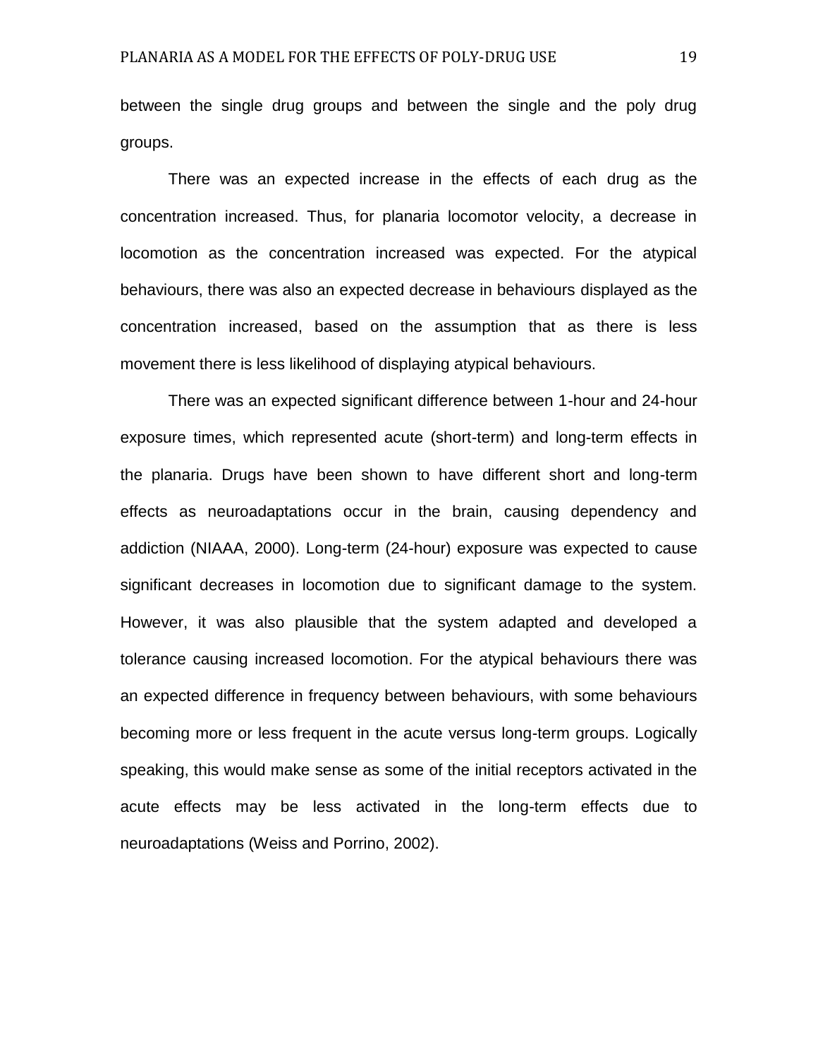between the single drug groups and between the single and the poly drug groups.

There was an expected increase in the effects of each drug as the concentration increased. Thus, for planaria locomotor velocity, a decrease in locomotion as the concentration increased was expected. For the atypical behaviours, there was also an expected decrease in behaviours displayed as the concentration increased, based on the assumption that as there is less movement there is less likelihood of displaying atypical behaviours.

There was an expected significant difference between 1-hour and 24-hour exposure times, which represented acute (short-term) and long-term effects in the planaria. Drugs have been shown to have different short and long-term effects as neuroadaptations occur in the brain, causing dependency and addiction (NIAAA, 2000). Long-term (24-hour) exposure was expected to cause significant decreases in locomotion due to significant damage to the system. However, it was also plausible that the system adapted and developed a tolerance causing increased locomotion. For the atypical behaviours there was an expected difference in frequency between behaviours, with some behaviours becoming more or less frequent in the acute versus long-term groups. Logically speaking, this would make sense as some of the initial receptors activated in the acute effects may be less activated in the long-term effects due to neuroadaptations (Weiss and Porrino, 2002).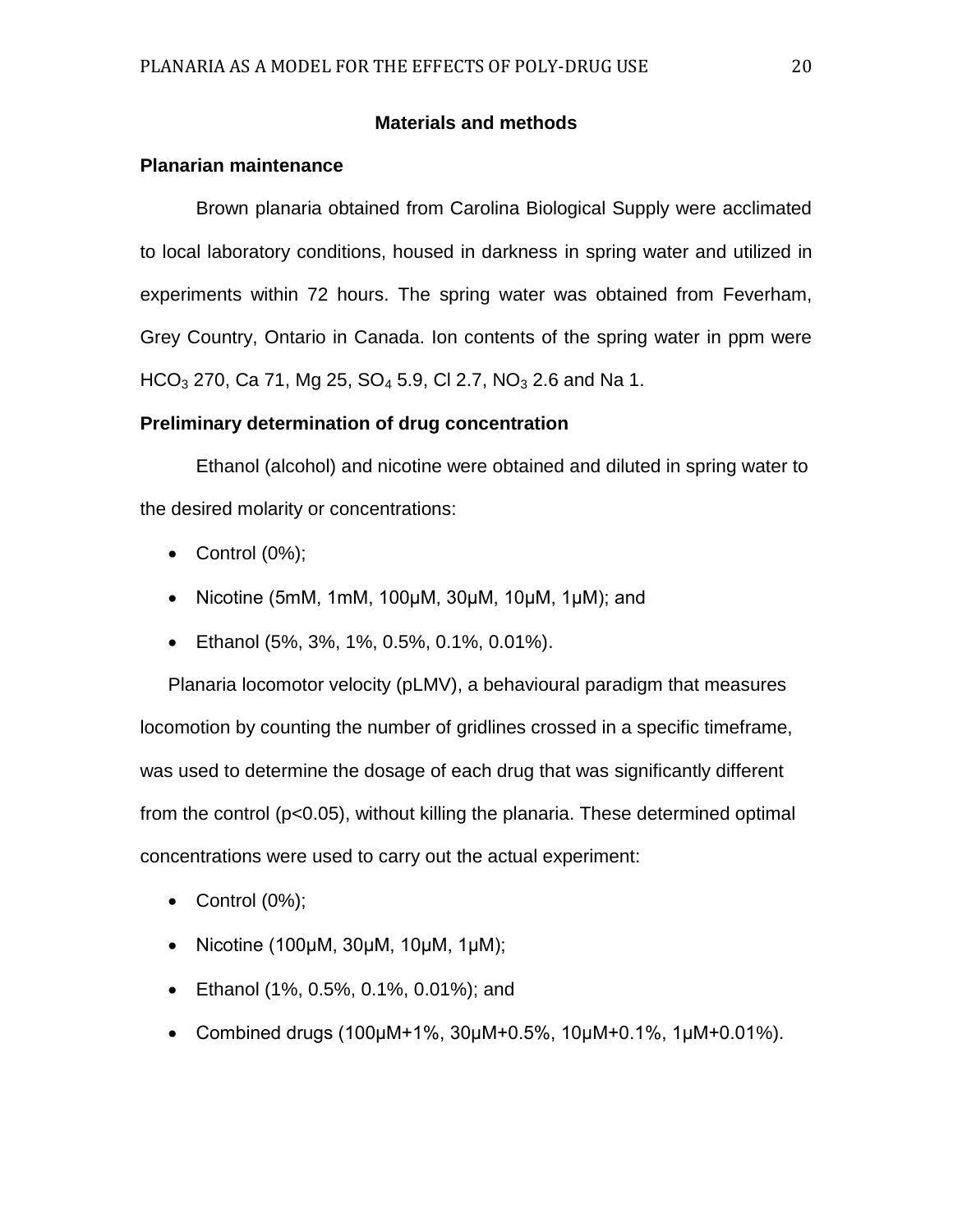## Materials and methods

### Planarian maintenance

Brown planaria obtained from Carolina Biological Supply were acclimated to local laboratory conditions, housed in darkness in spring water and utilized in experiments within 72 hours. The spring water was obtained from Feverham, Grey Country, Ontario in Canada. Ion contents of the spring water in ppm were $HCO_3$ 270, Ca 71, Mg 25, $SO_4$ 5.9, Cl 2.7, $NO_3$ 2.6 and Na 1.

### Preliminary determination of drug concentration

Ethanol (alcohol) and nicotine were obtained and diluted in spring water to the desired molarity or concentrations:

- Control (0%);
- Nicotine (5mM, 1mM, 100μM, 30μM, 10μM, 1μM); and
- Ethanol (5%, 3%, 1%, 0.5%, 0.1%, 0.01%).

Planaria locomotor velocity (pLMV), a behavioural paradigm that measures locomotion by counting the number of gridlines crossed in a specific timeframe, was used to determine the dosage of each drug that was significantly different from the control ($p<0.05$), without killing the planaria. These determined optimal concentrations were used to carry out the actual experiment:

- Control (0%);
- Nicotine (100μM, 30μM, 10μM, 1μM);
- Ethanol (1%, 0.5%, 0.1%, 0.01%); and
- Combined drugs (100μM+1%, 30μM+0.5%, 10μM+0.1%, 1μM+0.01%).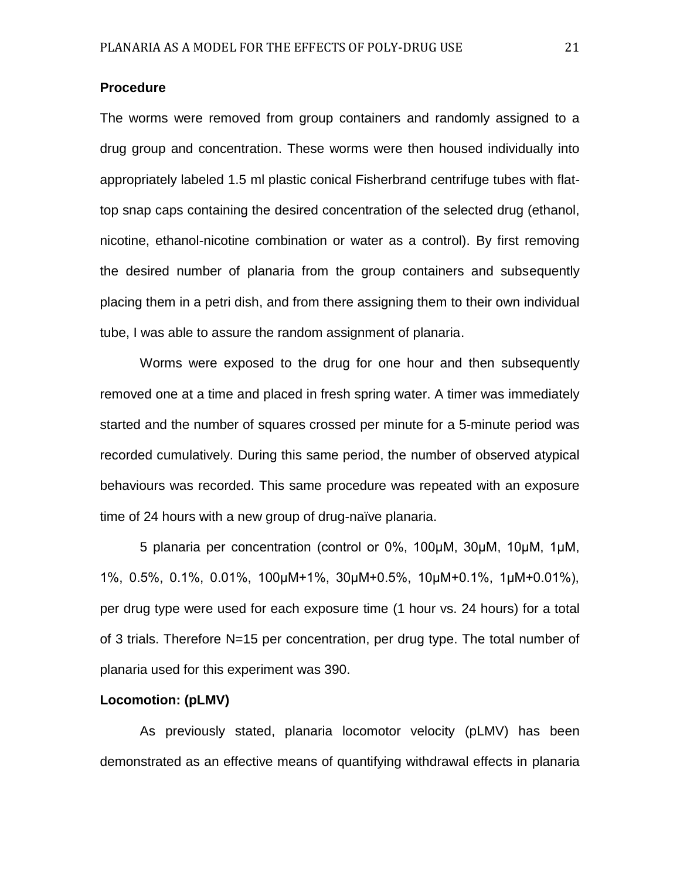### Procedure

The worms were removed from group containers and randomly assigned to a drug group and concentration. These worms were then housed individually into appropriately labeled 1.5 ml plastic conical Fisherbrand centrifuge tubes with flat-top snap caps containing the desired concentration of the selected drug (ethanol, nicotine, ethanol-nicotine combination or water as a control). By first removing the desired number of planaria from the group containers and subsequently placing them in a petri dish, and from there assigning them to their own individual tube, I was able to assure the random assignment of planaria.

Worms were exposed to the drug for one hour and then subsequently removed one at a time and placed in fresh spring water. A timer was immediately started and the number of squares crossed per minute for a 5-minute period was recorded cumulatively. During this same period, the number of observed atypical behaviours was recorded. This same procedure was repeated with an exposure time of 24 hours with a new group of drug-naïve planaria.

5 planaria per concentration (control or 0%, 100μM, 30μM, 10μM, 1μM, 1%, 0.5%, 0.1%, 0.01%, 100μM+1%, 30μM+0.5%, 10μM+0.1%, 1μM+0.01%), per drug type were used for each exposure time (1 hour vs. 24 hours) for a total of 3 trials. Therefore N=15 per concentration, per drug type. The total number of planaria used for this experiment was 390.

### Locomotion: (pLMV)

As previously stated, planaria locomotor velocity (pLMV) has been demonstrated as an effective means of quantifying withdrawal effects in planaria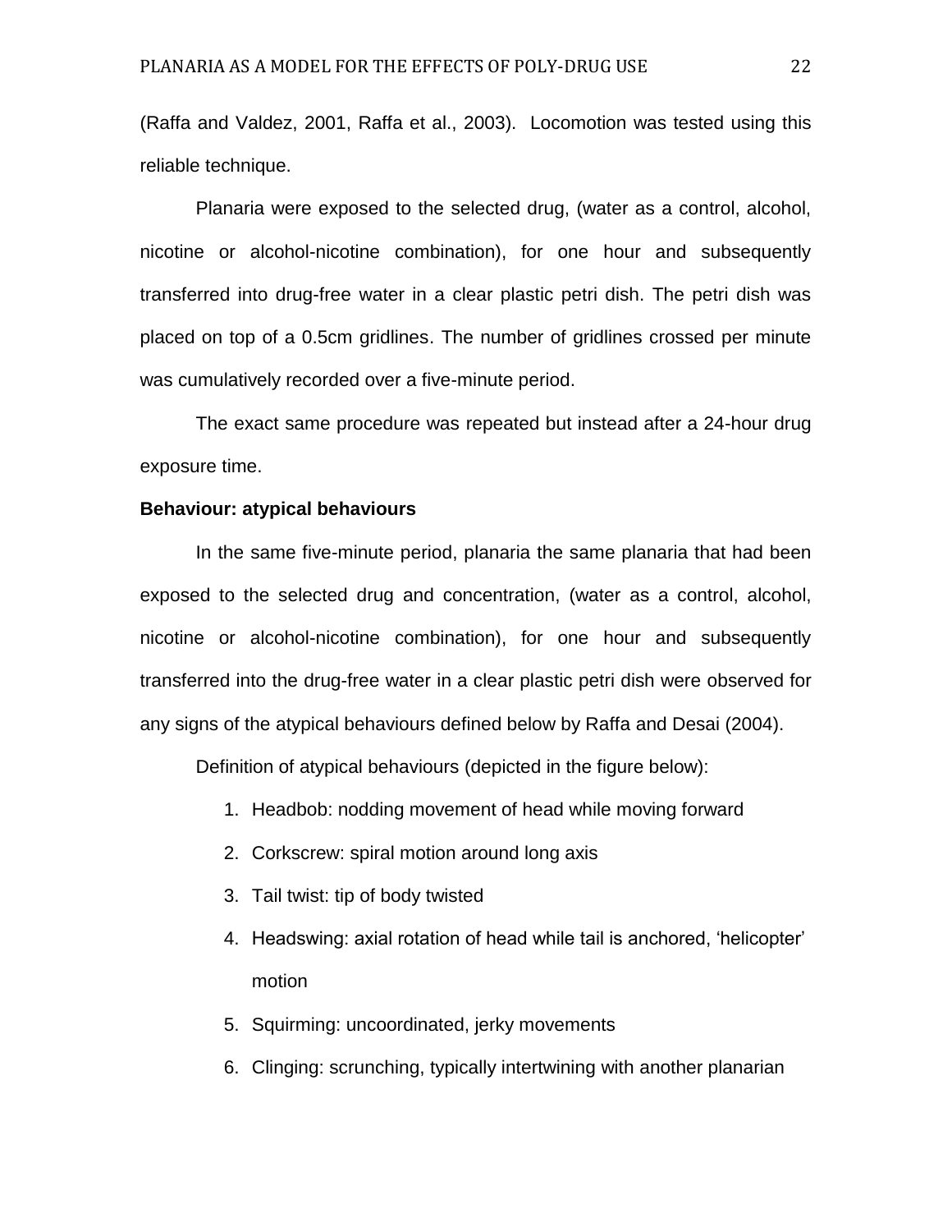(Raffa and Valdez, 2001, Raffa et al., 2003). Locomotion was tested using this reliable technique.

Planaria were exposed to the selected drug, (water as a control, alcohol, nicotine or alcohol-nicotine combination), for one hour and subsequently transferred into drug-free water in a clear plastic petri dish. The petri dish was placed on top of a 0.5cm gridlines. The number of gridlines crossed per minute was cumulatively recorded over a five-minute period.

The exact same procedure was repeated but instead after a 24-hour drug exposure time.

**Behaviour: atypical behaviours**

In the same five-minute period, planaria the same planaria that had been exposed to the selected drug and concentration, (water as a control, alcohol, nicotine or alcohol-nicotine combination), for one hour and subsequently transferred into the drug-free water in a clear plastic petri dish were observed for any signs of the atypical behaviours defined below by Raffa and Desai (2004).

Definition of atypical behaviours (depicted in the figure below):

1. Headbob: nodding movement of head while moving forward
2. Corkscrew: spiral motion around long axis
3. Tail twist: tip of body twisted
4. Headswing: axial rotation of head while tail is anchored, 'helicopter' motion
5. Squirming: uncoordinated, jerky movements
6. Clinging: scrunching, typically intertwining with another planarian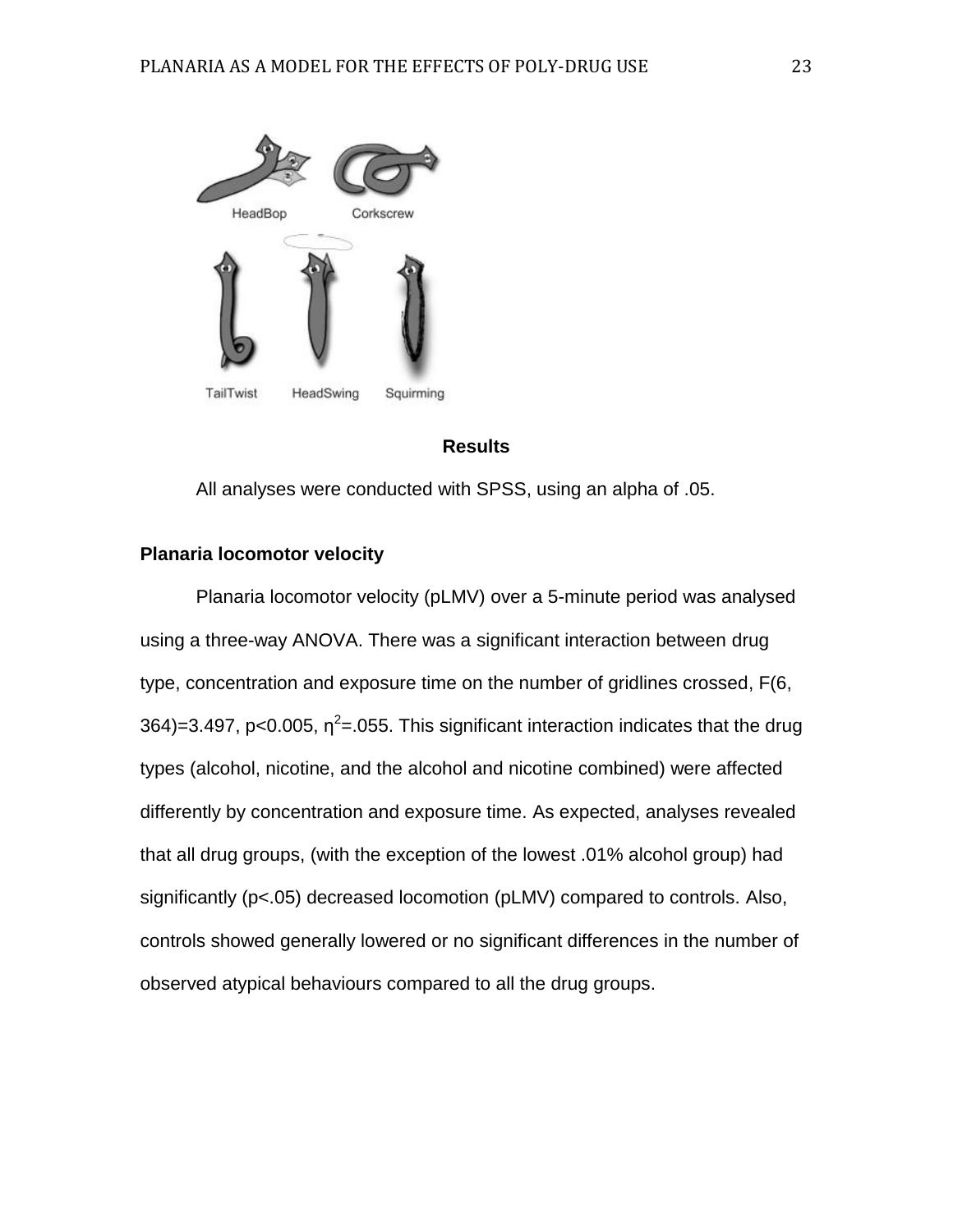HeadBop Corkscrew

TailTwist HeadSwing Squirming

## Results

All analyses were conducted with SPSS, using an alpha of .05.

### Planaria locomotor velocity

Planaria locomotor velocity (pLMV) over a 5-minute period was analysed using a three-way ANOVA. There was a significant interaction between drug type, concentration and exposure time on the number of gridlines crossed, $F(6, 364)=3.497$, $p<0.005$, $\eta^2=.055$. This significant interaction indicates that the drug types (alcohol, nicotine, and the alcohol and nicotine combined) were affected differently by concentration and exposure time. As expected, analyses revealed that all drug groups, (with the exception of the lowest .01% alcohol group) had significantly ($p<.05$) decreased locomotion (pLMV) compared to controls. Also, controls showed generally lowered or no significant differences in the number of observed atypical behaviours compared to all the drug groups.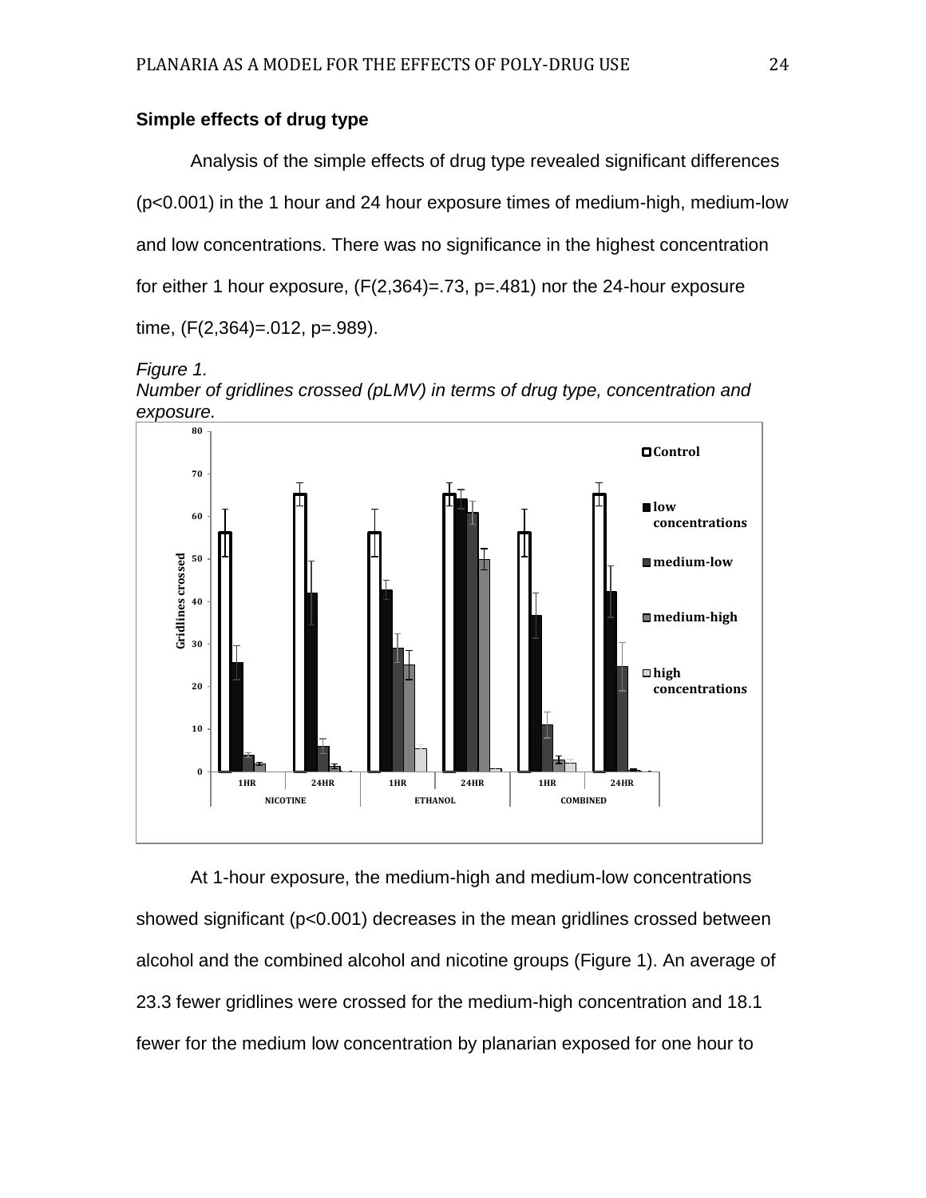### Simple effects of drug type

Analysis of the simple effects of drug type revealed significant differences ($p<0.001$) in the 1 hour and 24 hour exposure times of medium-high, medium-low and low concentrations. There was no significance in the highest concentration for either 1 hour exposure, ($F(2,364)=.73$, $p=.481$) nor the 24-hour exposure time, ($F(2,364)=.012$, $p=.989$).

*Figure 1.*
*Number of gridlines crossed (pLMV) in terms of drug type, concentration and exposure.*

At 1-hour exposure, the medium-high and medium-low concentrations showed significant ($p<0.001$) decreases in the mean gridlines crossed between alcohol and the combined alcohol and nicotine groups (Figure 1). An average of 23.3 fewer gridlines were crossed for the medium-high concentration and 18.1 fewer for the medium low concentration by planarian exposed for one hour to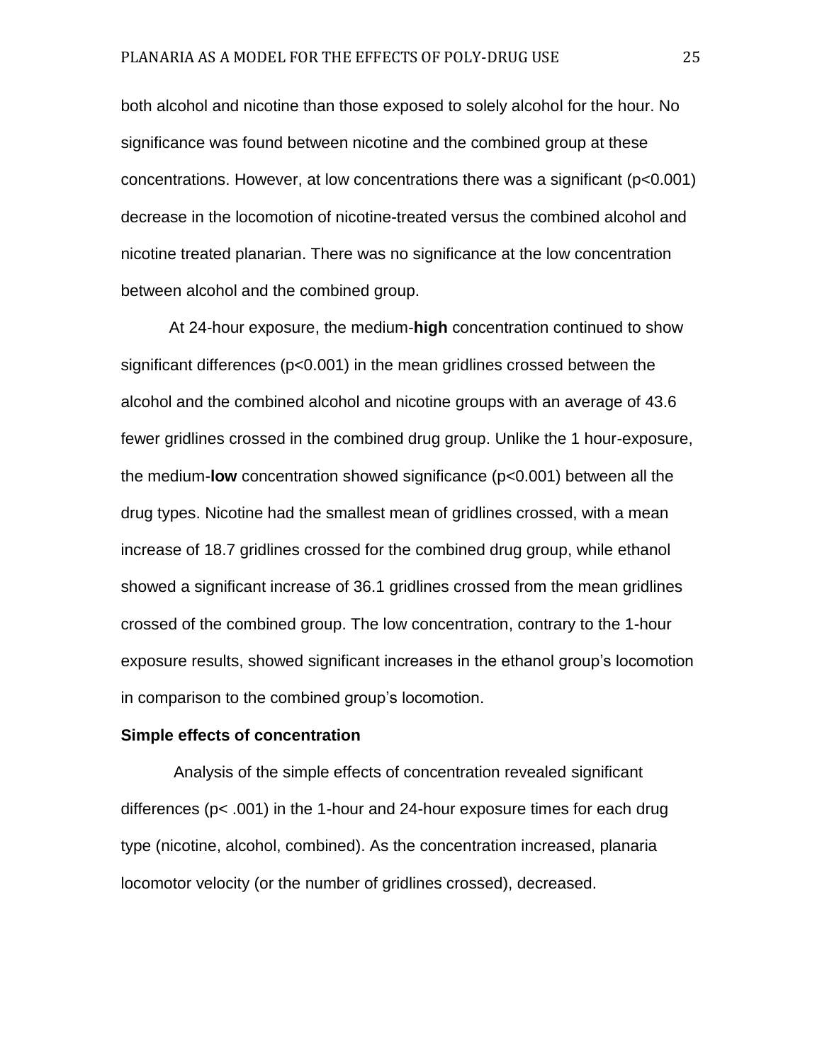both alcohol and nicotine than those exposed to solely alcohol for the hour. No significance was found between nicotine and the combined group at these concentrations. However, at low concentrations there was a significant ($p<0.001$) decrease in the locomotion of nicotine-treated versus the combined alcohol and nicotine treated planarian. There was no significance at the low concentration between alcohol and the combined group.

At 24-hour exposure, the medium-**high** concentration continued to show significant differences ($p<0.001$) in the mean gridlines crossed between the alcohol and the combined alcohol and nicotine groups with an average of 43.6 fewer gridlines crossed in the combined drug group. Unlike the 1 hour-exposure, the medium-**low** concentration showed significance ($p<0.001$) between all the drug types. Nicotine had the smallest mean of gridlines crossed, with a mean increase of 18.7 gridlines crossed for the combined drug group, while ethanol showed a significant increase of 36.1 gridlines crossed from the mean gridlines crossed of the combined group. The low concentration, contrary to the 1-hour exposure results, showed significant increases in the ethanol group's locomotion in comparison to the combined group's locomotion.

**Simple effects of concentration**

Analysis of the simple effects of concentration revealed significant differences ($p< .001$) in the 1-hour and 24-hour exposure times for each drug type (nicotine, alcohol, combined). As the concentration increased, planaria locomotor velocity (or the number of gridlines crossed), decreased.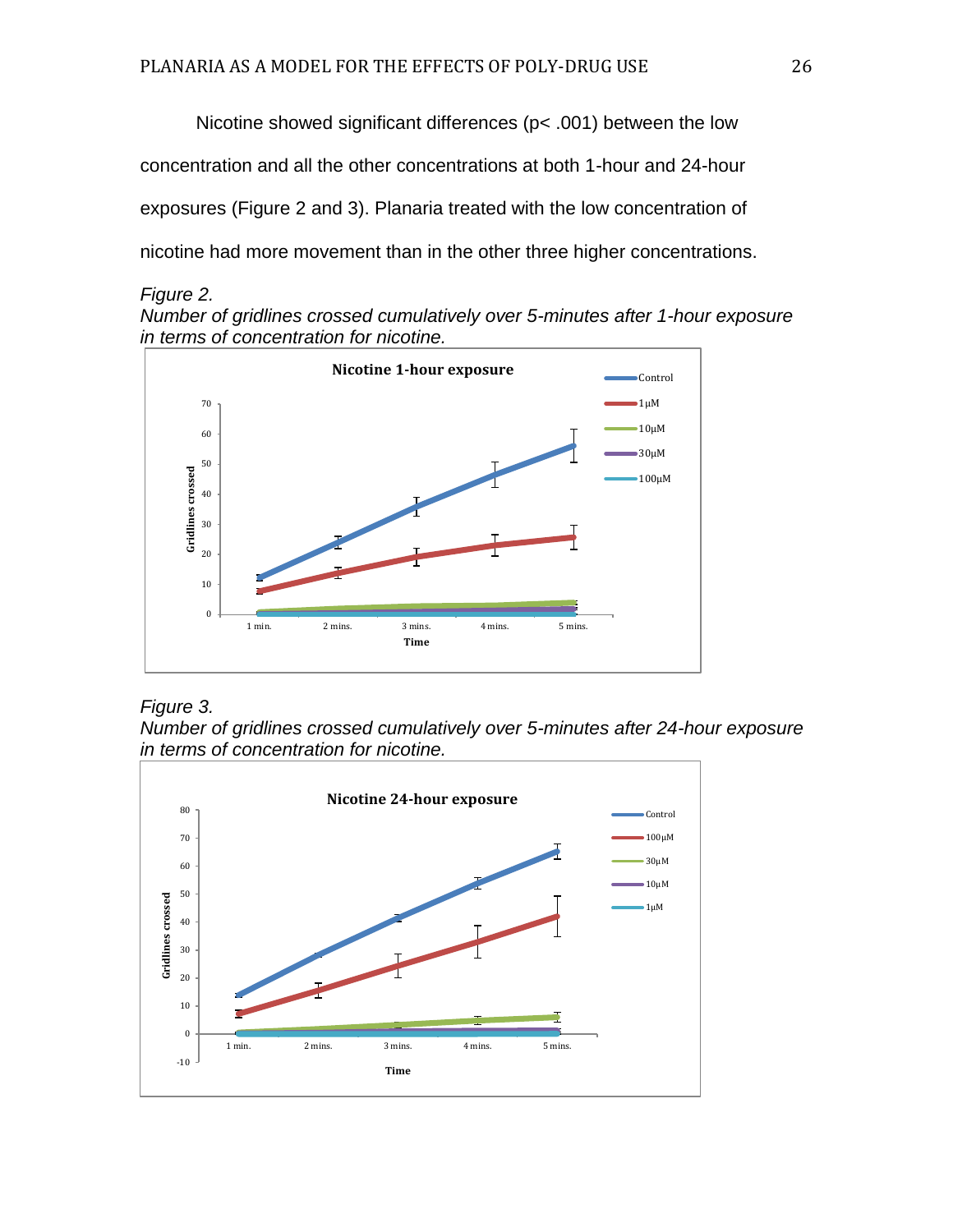Nicotine showed significant differences ($p < .001$) between the low concentration and all the other concentrations at both 1-hour and 24-hour exposures (Figure 2 and 3). Planaria treated with the low concentration of nicotine had more movement than in the other three higher concentrations.

*Figure 2.*

*Number of gridlines crossed cumulatively over 5-minutes after 1-hour exposure in terms of concentration for nicotine.*

*Figure 3.*

*Number of gridlines crossed cumulatively over 5-minutes after 24-hour exposure in terms of concentration for nicotine.*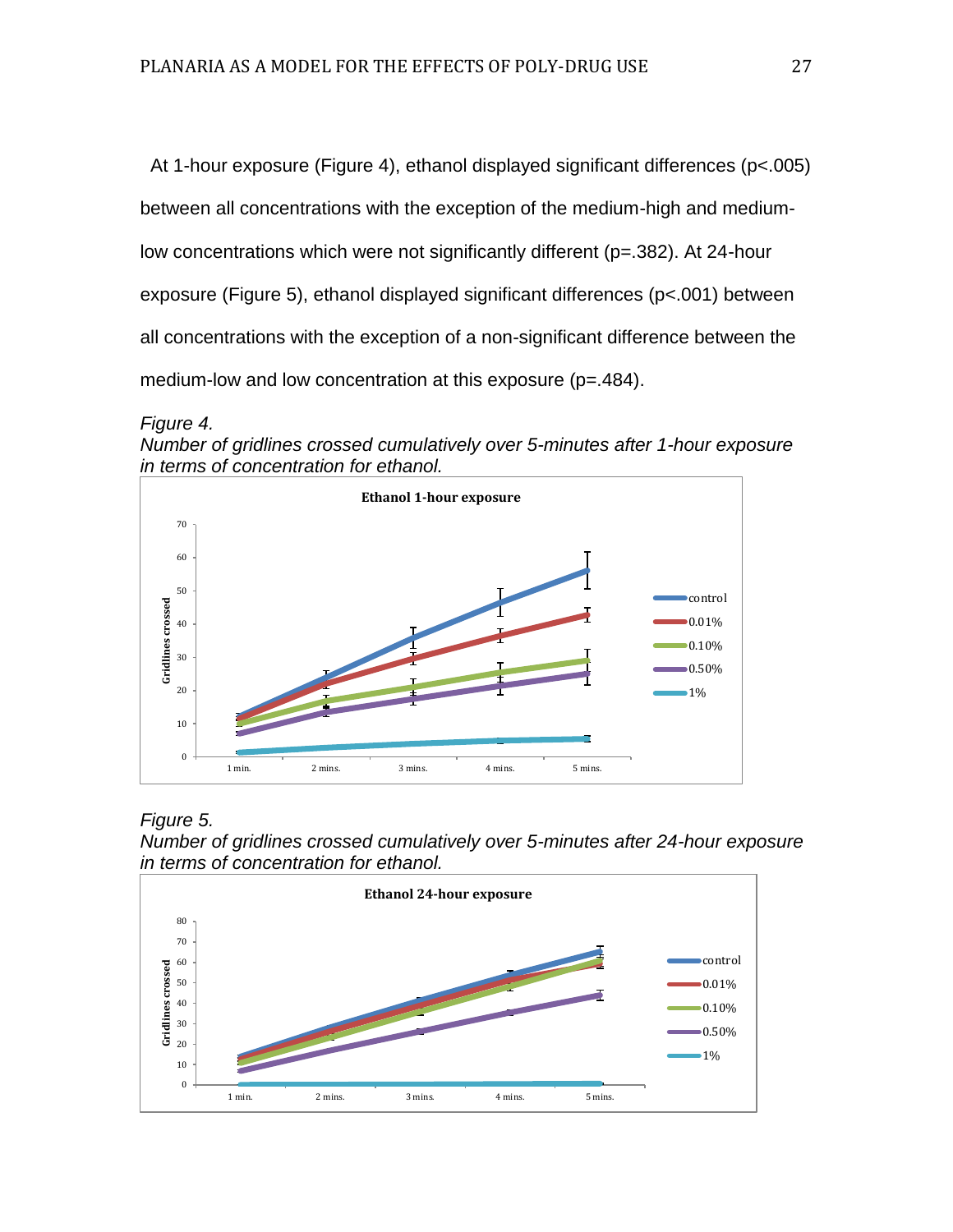At 1-hour exposure (Figure 4), ethanol displayed significant differences ($p<.005$) between all concentrations with the exception of the medium-high and medium-low concentrations which were not significantly different ($p=.382$). At 24-hour exposure (Figure 5), ethanol displayed significant differences ($p<.001$) between all concentrations with the exception of a non-significant difference between the medium-low and low concentration at this exposure ($p=.484$).

*Figure 4.*

*Number of gridlines crossed cumulatively over 5-minutes after 1-hour exposure in terms of concentration for ethanol.*

*Figure 5.*

*Number of gridlines crossed cumulatively over 5-minutes after 24-hour exposure in terms of concentration for ethanol.*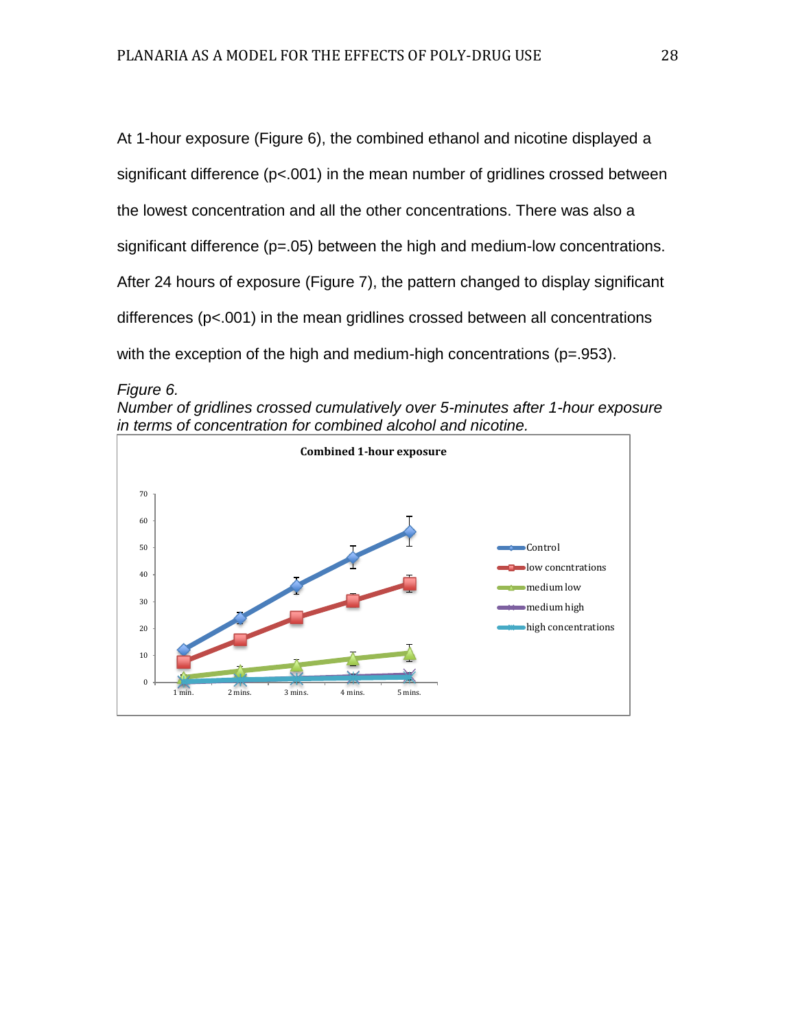At 1-hour exposure (Figure 6), the combined ethanol and nicotine displayed a significant difference ($p<.001$) in the mean number of gridlines crossed between the lowest concentration and all the other concentrations. There was also a significant difference ($p=.05$) between the high and medium-low concentrations. After 24 hours of exposure (Figure 7), the pattern changed to display significant differences ($p<.001$) in the mean gridlines crossed between all concentrations with the exception of the high and medium-high concentrations ($p=.953$).

*Figure 6.*
*Number of gridlines crossed cumulatively over 5-minutes after 1-hour exposure in terms of concentration for combined alcohol and nicotine.*

**Combined 1-hour exposure**

Y-axis: 0–70. X-axis: 1 min., 2 mins., 3 mins., 4 mins., 5 mins.

Legend: Control; low concntrations; medium low; medium high; high concentrations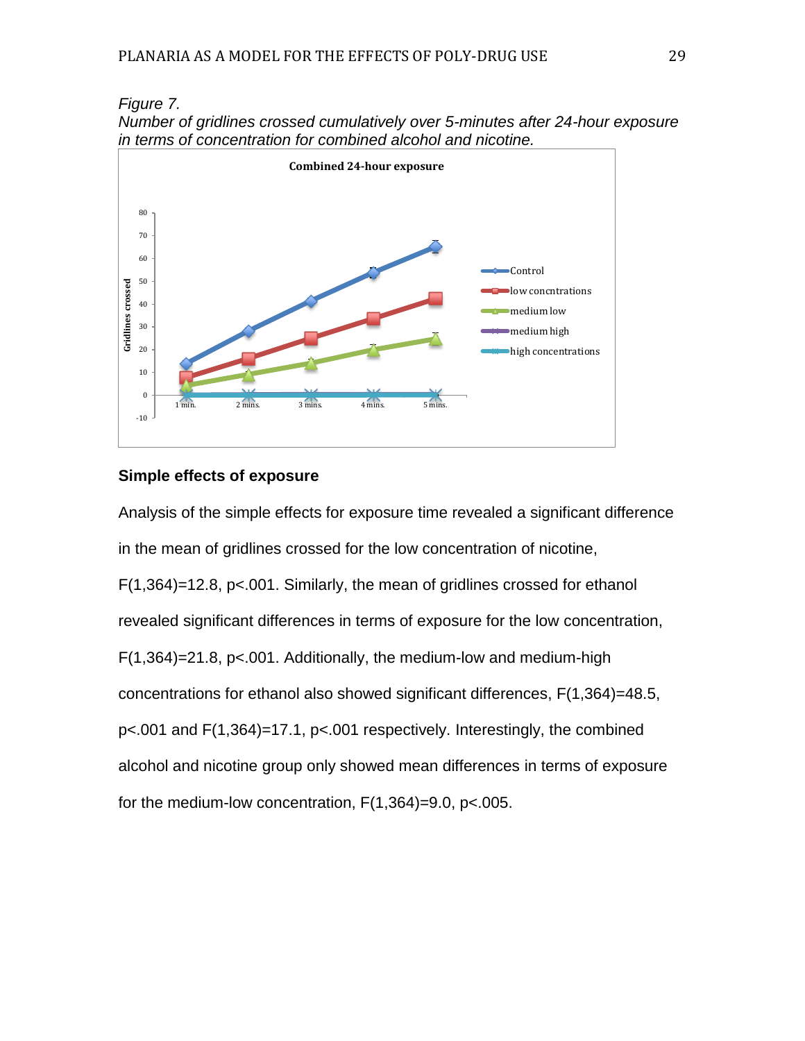*Figure 7.*

*Number of gridlines crossed cumulatively over 5-minutes after 24-hour exposure in terms of concentration for combined alcohol and nicotine.*

**Simple effects of exposure**

Analysis of the simple effects for exposure time revealed a significant difference in the mean of gridlines crossed for the low concentration of nicotine, $F(1,364)=12.8$, $p<.001$. Similarly, the mean of gridlines crossed for ethanol revealed significant differences in terms of exposure for the low concentration, $F(1,364)=21.8$, $p<.001$. Additionally, the medium-low and medium-high concentrations for ethanol also showed significant differences, $F(1,364)=48.5$, $p<.001$ and $F(1,364)=17.1$, $p<.001$ respectively. Interestingly, the combined alcohol and nicotine group only showed mean differences in terms of exposure for the medium-low concentration, $F(1,364)=9.0$, $p<.005$.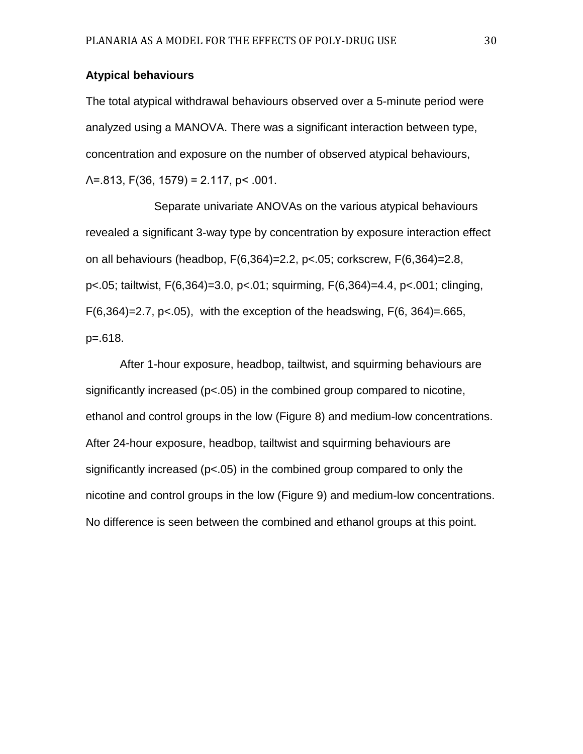### Atypical behaviours

The total atypical withdrawal behaviours observed over a 5-minute period were analyzed using a MANOVA. There was a significant interaction between type, concentration and exposure on the number of observed atypical behaviours, $\Lambda=.813$, $F(36, 1579) = 2.117$, $p < .001$.

Separate univariate ANOVAs on the various atypical behaviours revealed a significant 3-way type by concentration by exposure interaction effect on all behaviours (headbop, $F(6,364)=2.2$, $p<.05$; corkscrew, $F(6,364)=2.8$, $p<.05$; tailtwist, $F(6,364)=3.0$, $p<.01$; squirming, $F(6,364)=4.4$, $p<.001$; clinging, $F(6,364)=2.7$, $p<.05$), with the exception of the headswing, $F(6, 364)=.665$, $p=.618$.

After 1-hour exposure, headbop, tailtwist, and squirming behaviours are significantly increased ($p<.05$) in the combined group compared to nicotine, ethanol and control groups in the low (Figure 8) and medium-low concentrations. After 24-hour exposure, headbop, tailtwist and squirming behaviours are significantly increased ($p<.05$) in the combined group compared to only the nicotine and control groups in the low (Figure 9) and medium-low concentrations. No difference is seen between the combined and ethanol groups at this point.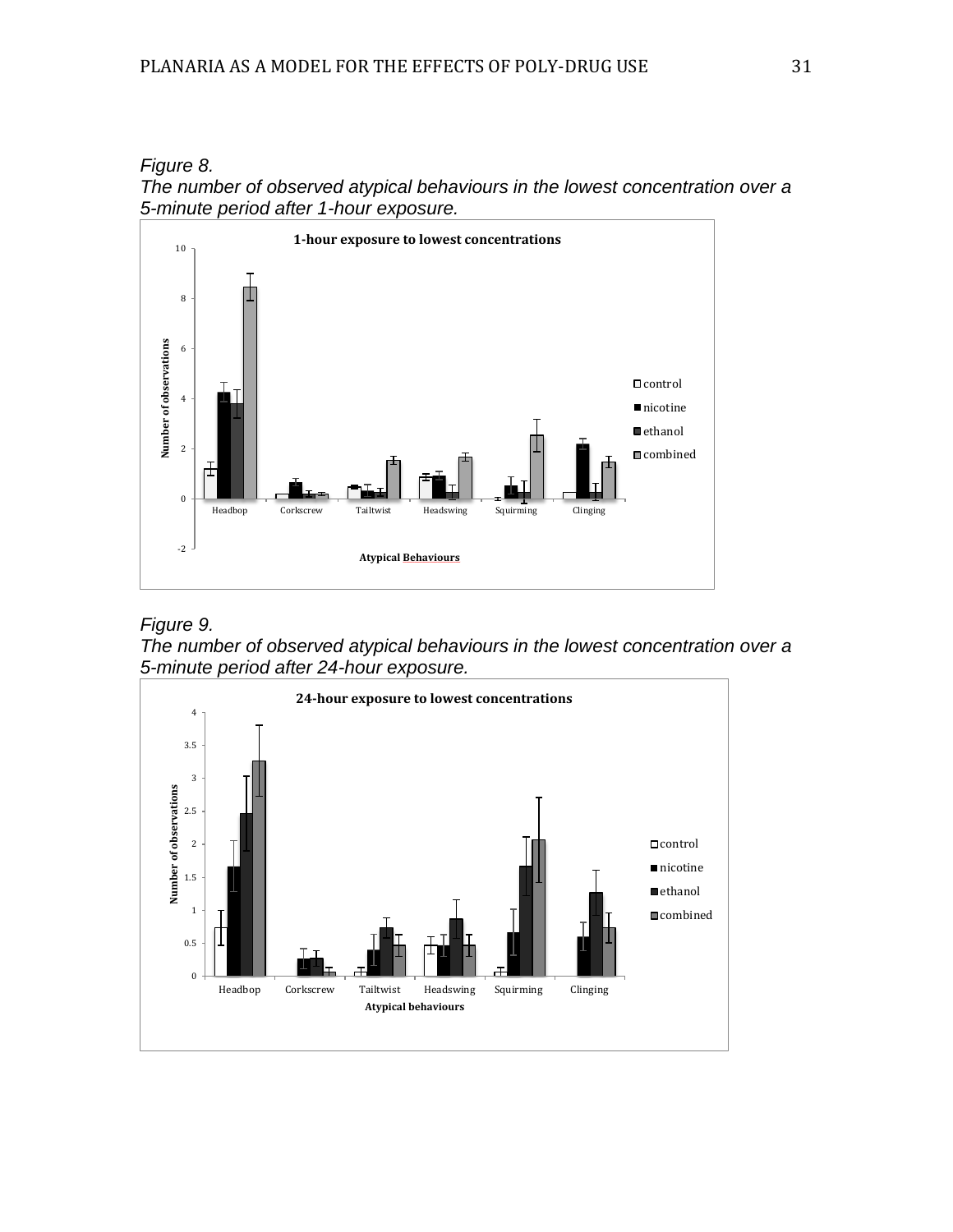*Figure 8.*

*The number of observed atypical behaviours in the lowest concentration over a 5-minute period after 1-hour exposure.*

*Figure 9.*

*The number of observed atypical behaviours in the lowest concentration over a 5-minute period after 24-hour exposure.*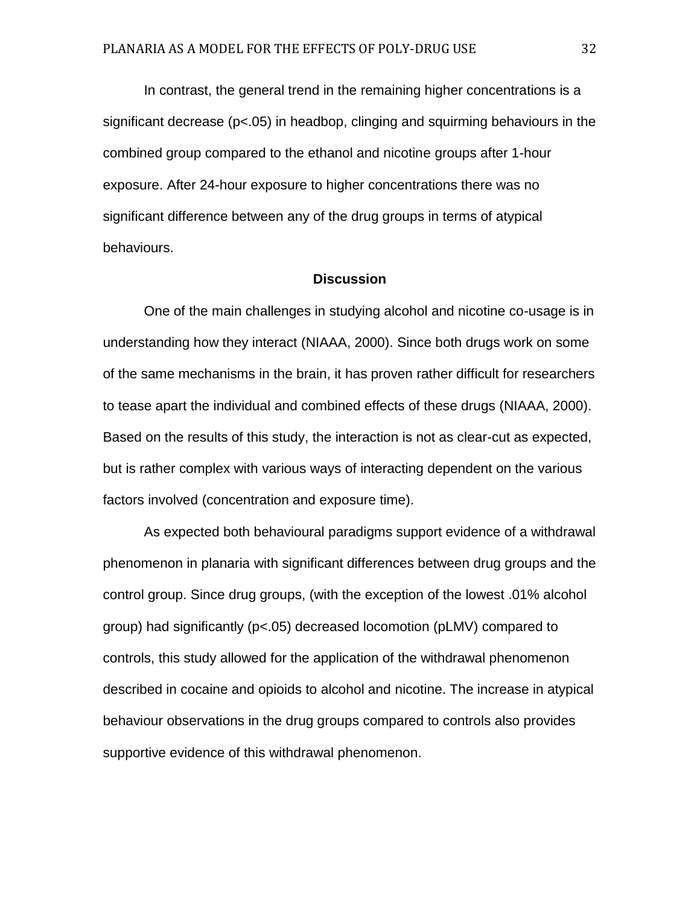In contrast, the general trend in the remaining higher concentrations is a significant decrease ($p<.05$) in headbop, clinging and squirming behaviours in the combined group compared to the ethanol and nicotine groups after 1-hour exposure. After 24-hour exposure to higher concentrations there was no significant difference between any of the drug groups in terms of atypical behaviours.

## Discussion

One of the main challenges in studying alcohol and nicotine co-usage is in understanding how they interact (NIAAA, 2000). Since both drugs work on some of the same mechanisms in the brain, it has proven rather difficult for researchers to tease apart the individual and combined effects of these drugs (NIAAA, 2000). Based on the results of this study, the interaction is not as clear-cut as expected, but is rather complex with various ways of interacting dependent on the various factors involved (concentration and exposure time).

As expected both behavioural paradigms support evidence of a withdrawal phenomenon in planaria with significant differences between drug groups and the control group. Since drug groups, (with the exception of the lowest .01% alcohol group) had significantly ($p<.05$) decreased locomotion (pLMV) compared to controls, this study allowed for the application of the withdrawal phenomenon described in cocaine and opioids to alcohol and nicotine. The increase in atypical behaviour observations in the drug groups compared to controls also provides supportive evidence of this withdrawal phenomenon.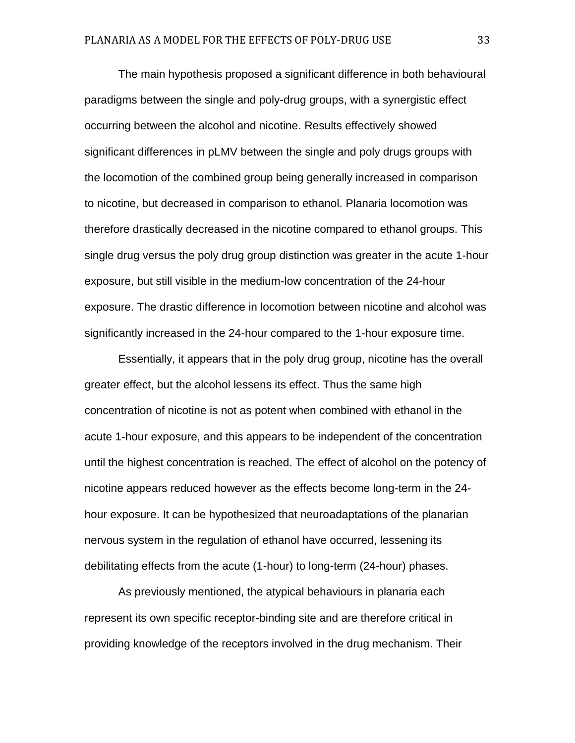The main hypothesis proposed a significant difference in both behavioural paradigms between the single and poly-drug groups, with a synergistic effect occurring between the alcohol and nicotine. Results effectively showed significant differences in pLMV between the single and poly drugs groups with the locomotion of the combined group being generally increased in comparison to nicotine, but decreased in comparison to ethanol. Planaria locomotion was therefore drastically decreased in the nicotine compared to ethanol groups. This single drug versus the poly drug group distinction was greater in the acute 1-hour exposure, but still visible in the medium-low concentration of the 24-hour exposure. The drastic difference in locomotion between nicotine and alcohol was significantly increased in the 24-hour compared to the 1-hour exposure time.

Essentially, it appears that in the poly drug group, nicotine has the overall greater effect, but the alcohol lessens its effect. Thus the same high concentration of nicotine is not as potent when combined with ethanol in the acute 1-hour exposure, and this appears to be independent of the concentration until the highest concentration is reached. The effect of alcohol on the potency of nicotine appears reduced however as the effects become long-term in the 24-hour exposure. It can be hypothesized that neuroadaptations of the planarian nervous system in the regulation of ethanol have occurred, lessening its debilitating effects from the acute (1-hour) to long-term (24-hour) phases.

As previously mentioned, the atypical behaviours in planaria each represent its own specific receptor-binding site and are therefore critical in providing knowledge of the receptors involved in the drug mechanism. Their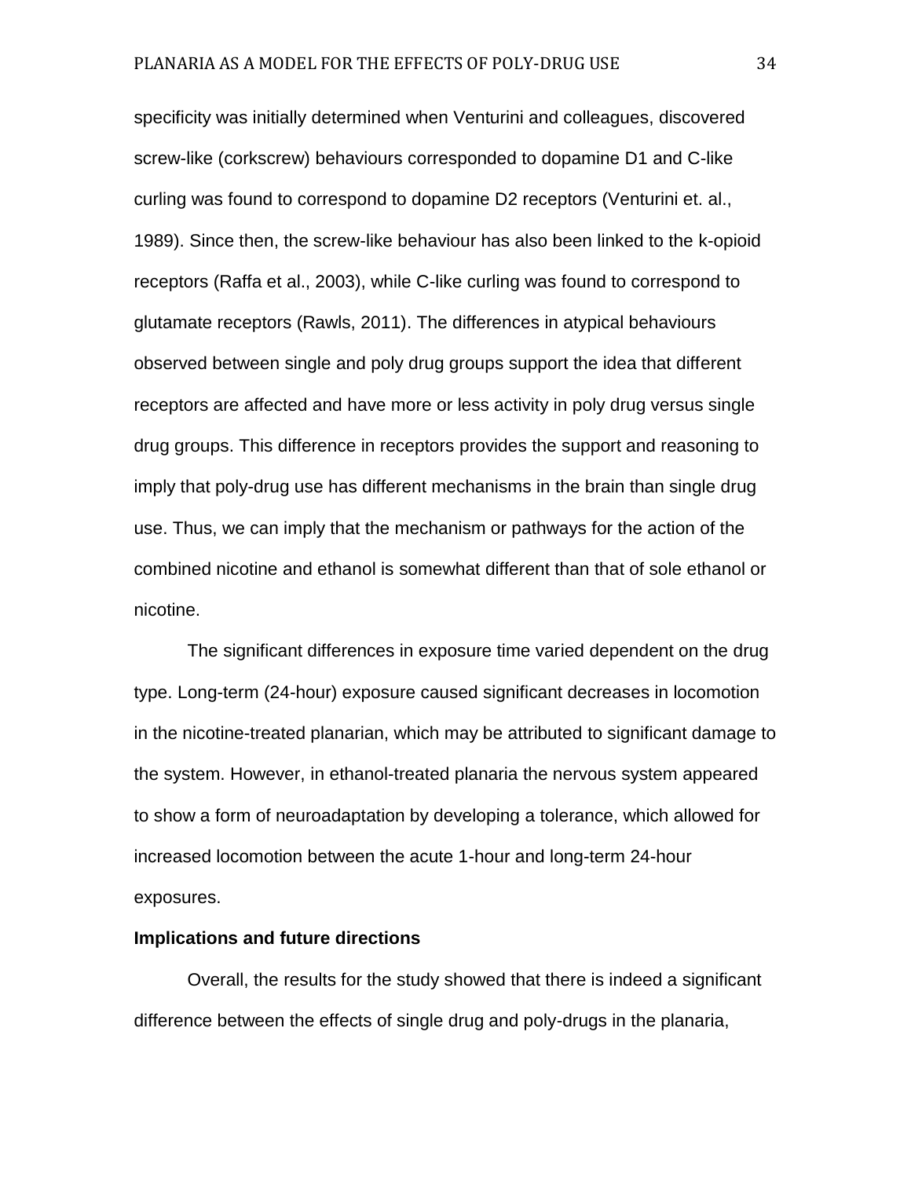specificity was initially determined when Venturini and colleagues, discovered screw-like (corkscrew) behaviours corresponded to dopamine D1 and C-like curling was found to correspond to dopamine D2 receptors (Venturini et. al., 1989). Since then, the screw-like behaviour has also been linked to the k-opioid receptors (Raffa et al., 2003), while C-like curling was found to correspond to glutamate receptors (Rawls, 2011). The differences in atypical behaviours observed between single and poly drug groups support the idea that different receptors are affected and have more or less activity in poly drug versus single drug groups. This difference in receptors provides the support and reasoning to imply that poly-drug use has different mechanisms in the brain than single drug use. Thus, we can imply that the mechanism or pathways for the action of the combined nicotine and ethanol is somewhat different than that of sole ethanol or nicotine.

The significant differences in exposure time varied dependent on the drug type. Long-term (24-hour) exposure caused significant decreases in locomotion in the nicotine-treated planarian, which may be attributed to significant damage to the system. However, in ethanol-treated planaria the nervous system appeared to show a form of neuroadaptation by developing a tolerance, which allowed for increased locomotion between the acute 1-hour and long-term 24-hour exposures.

**Implications and future directions**

Overall, the results for the study showed that there is indeed a significant difference between the effects of single drug and poly-drugs in the planaria,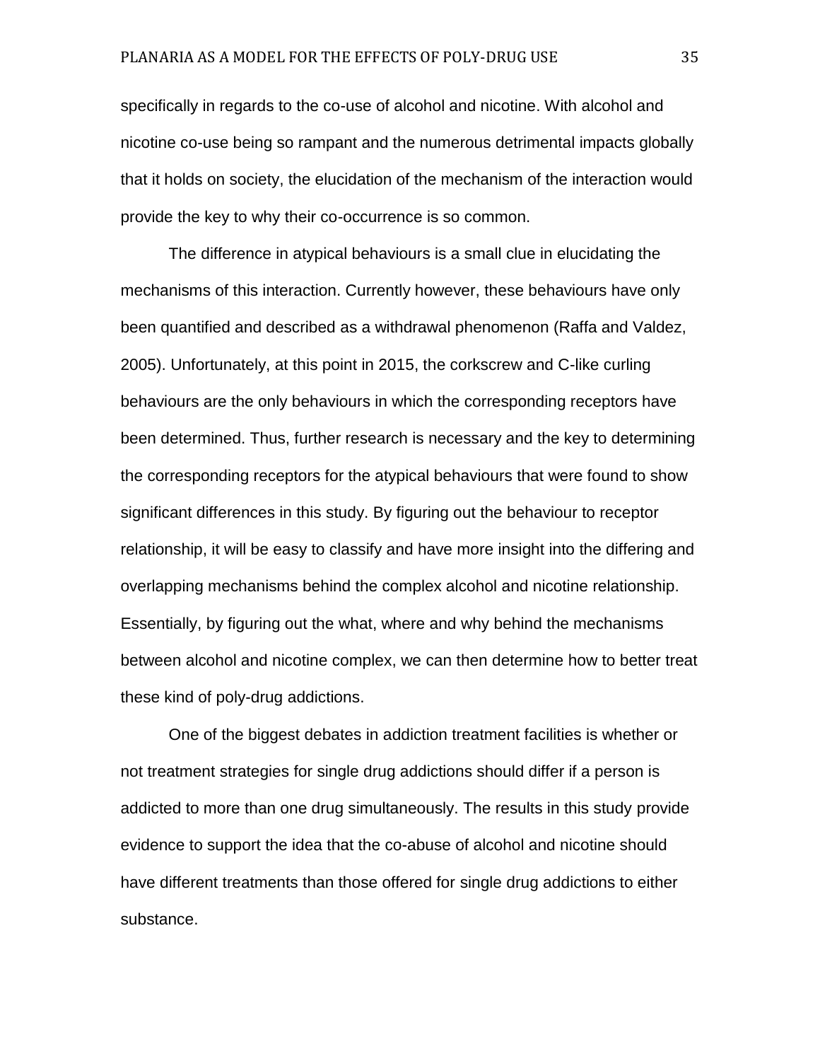specifically in regards to the co-use of alcohol and nicotine. With alcohol and nicotine co-use being so rampant and the numerous detrimental impacts globally that it holds on society, the elucidation of the mechanism of the interaction would provide the key to why their co-occurrence is so common.

The difference in atypical behaviours is a small clue in elucidating the mechanisms of this interaction. Currently however, these behaviours have only been quantified and described as a withdrawal phenomenon (Raffa and Valdez, 2005). Unfortunately, at this point in 2015, the corkscrew and C-like curling behaviours are the only behaviours in which the corresponding receptors have been determined. Thus, further research is necessary and the key to determining the corresponding receptors for the atypical behaviours that were found to show significant differences in this study. By figuring out the behaviour to receptor relationship, it will be easy to classify and have more insight into the differing and overlapping mechanisms behind the complex alcohol and nicotine relationship. Essentially, by figuring out the what, where and why behind the mechanisms between alcohol and nicotine complex, we can then determine how to better treat these kind of poly-drug addictions.

One of the biggest debates in addiction treatment facilities is whether or not treatment strategies for single drug addictions should differ if a person is addicted to more than one drug simultaneously. The results in this study provide evidence to support the idea that the co-abuse of alcohol and nicotine should have different treatments than those offered for single drug addictions to either substance.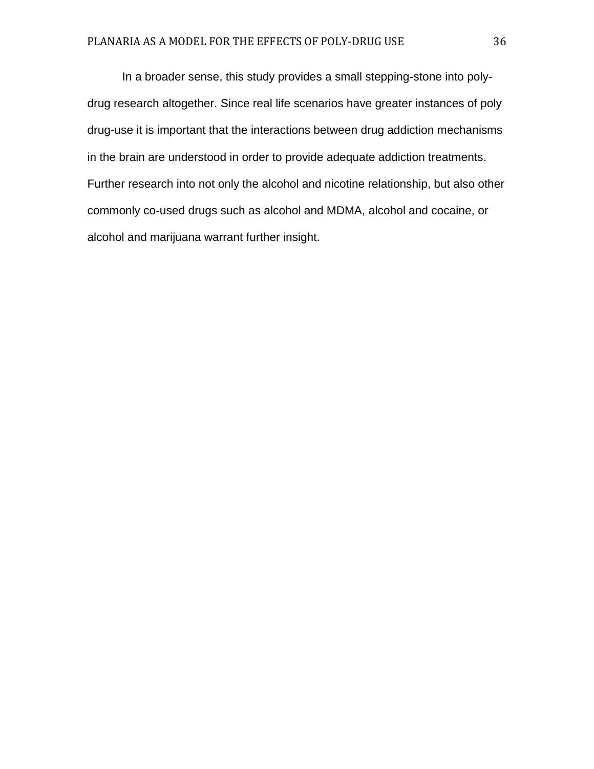In a broader sense, this study provides a small stepping-stone into poly-drug research altogether. Since real life scenarios have greater instances of poly drug-use it is important that the interactions between drug addiction mechanisms in the brain are understood in order to provide adequate addiction treatments. Further research into not only the alcohol and nicotine relationship, but also other commonly co-used drugs such as alcohol and MDMA, alcohol and cocaine, or alcohol and marijuana warrant further insight.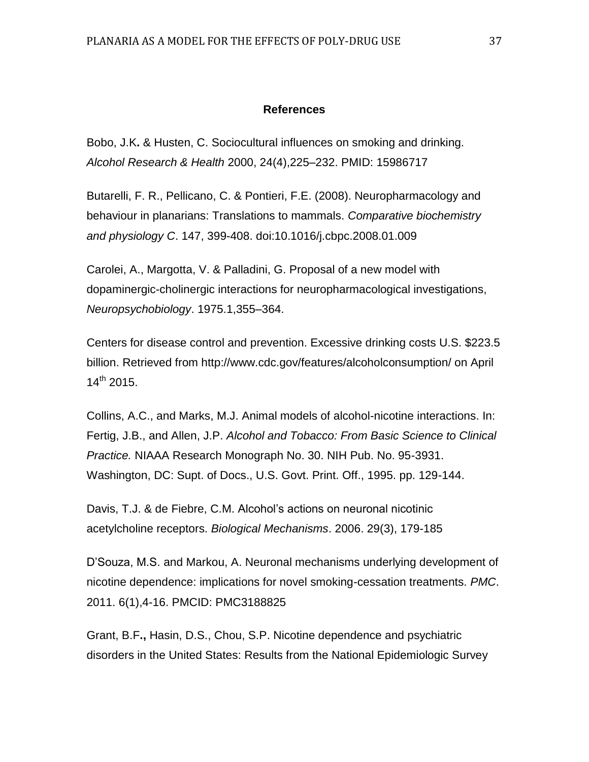## References

Bobo, J.K**.** & Husten, C. Sociocultural influences on smoking and drinking. *Alcohol Research & Health* 2000, 24(4),225–232. PMID: 15986717

Butarelli, F. R., Pellicano, C. & Pontieri, F.E. (2008). Neuropharmacology and behaviour in planarians: Translations to mammals. *Comparative biochemistry and physiology C*. 147, 399-408. doi:10.1016/j.cbpc.2008.01.009

Carolei, A., Margotta, V. & Palladini, G. Proposal of a new model with dopaminergic-cholinergic interactions for neuropharmacological investigations, *Neuropsychobiology*. 1975.1,355–364.

Centers for disease control and prevention. Excessive drinking costs U.S. $223.5 billion. Retrieved from http://www.cdc.gov/features/alcoholconsumption/ on April 14th 2015.

Collins, A.C., and Marks, M.J. Animal models of alcohol-nicotine interactions. In: Fertig, J.B., and Allen, J.P. *Alcohol and Tobacco: From Basic Science to Clinical Practice.* NIAAA Research Monograph No. 30. NIH Pub. No. 95-3931. Washington, DC: Supt. of Docs., U.S. Govt. Print. Off., 1995. pp. 129-144.

Davis, T.J. & de Fiebre, C.M. Alcohol's actions on neuronal nicotinic acetylcholine receptors. *Biological Mechanisms*. 2006. 29(3), 179-185

D'Souza, M.S. and Markou, A. Neuronal mechanisms underlying development of nicotine dependence: implications for novel smoking-cessation treatments. *PMC*. 2011. 6(1),4-16. PMCID: PMC3188825

Grant, B.F**.,** Hasin, D.S., Chou, S.P. Nicotine dependence and psychiatric disorders in the United States: Results from the National Epidemiologic Survey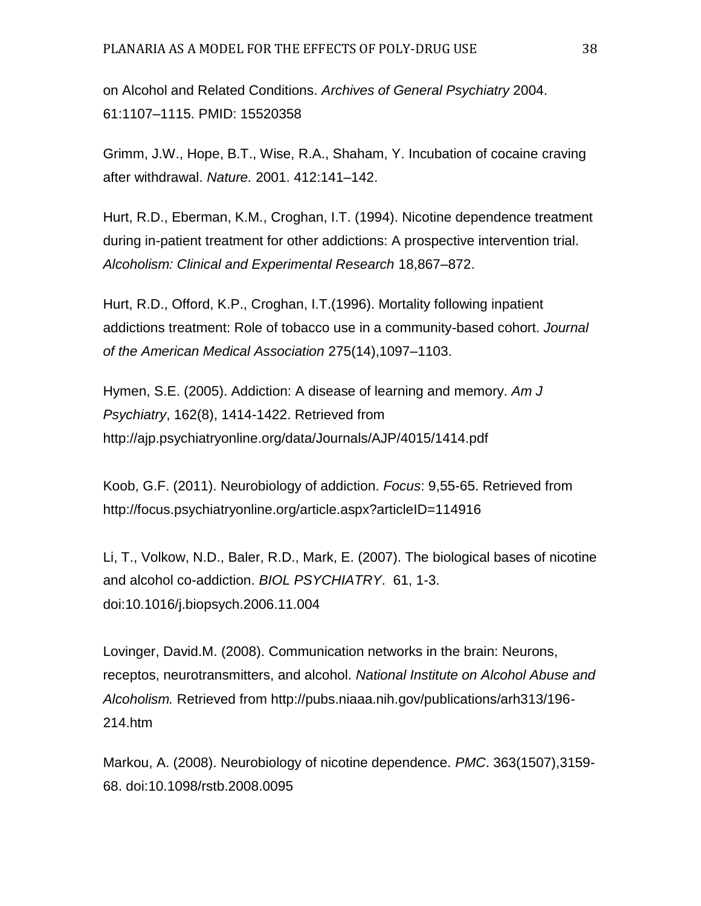on Alcohol and Related Conditions. *Archives of General Psychiatry* 2004. 61:1107–1115. PMID: 15520358

Grimm, J.W., Hope, B.T., Wise, R.A., Shaham, Y. Incubation of cocaine craving after withdrawal. *Nature.* 2001. 412:141–142.

Hurt, R.D., Eberman, K.M., Croghan, I.T. (1994). Nicotine dependence treatment during in-patient treatment for other addictions: A prospective intervention trial. *Alcoholism: Clinical and Experimental Research* 18,867–872.

Hurt, R.D., Offord, K.P., Croghan, I.T.(1996). Mortality following inpatient addictions treatment: Role of tobacco use in a community-based cohort. *Journal of the American Medical Association* 275(14),1097–1103.

Hymen, S.E. (2005). Addiction: A disease of learning and memory. *Am J Psychiatry*, 162(8), 1414-1422. Retrieved from http://ajp.psychiatryonline.org/data/Journals/AJP/4015/1414.pdf

Koob, G.F. (2011). Neurobiology of addiction. *Focus*: 9,55-65. Retrieved from http://focus.psychiatryonline.org/article.aspx?articleID=114916

Li, T., Volkow, N.D., Baler, R.D., Mark, E. (2007). The biological bases of nicotine and alcohol co-addiction. *BIOL PSYCHIATRY*. 61, 1-3. doi:10.1016/j.biopsych.2006.11.004

Lovinger, David.M. (2008). Communication networks in the brain: Neurons, receptos, neurotransmitters, and alcohol. *National Institute on Alcohol Abuse and Alcoholism.* Retrieved from http://pubs.niaaa.nih.gov/publications/arh313/196-214.htm

Markou, A. (2008). Neurobiology of nicotine dependence. *PMC*. 363(1507),3159-68. doi:10.1098/rstb.2008.0095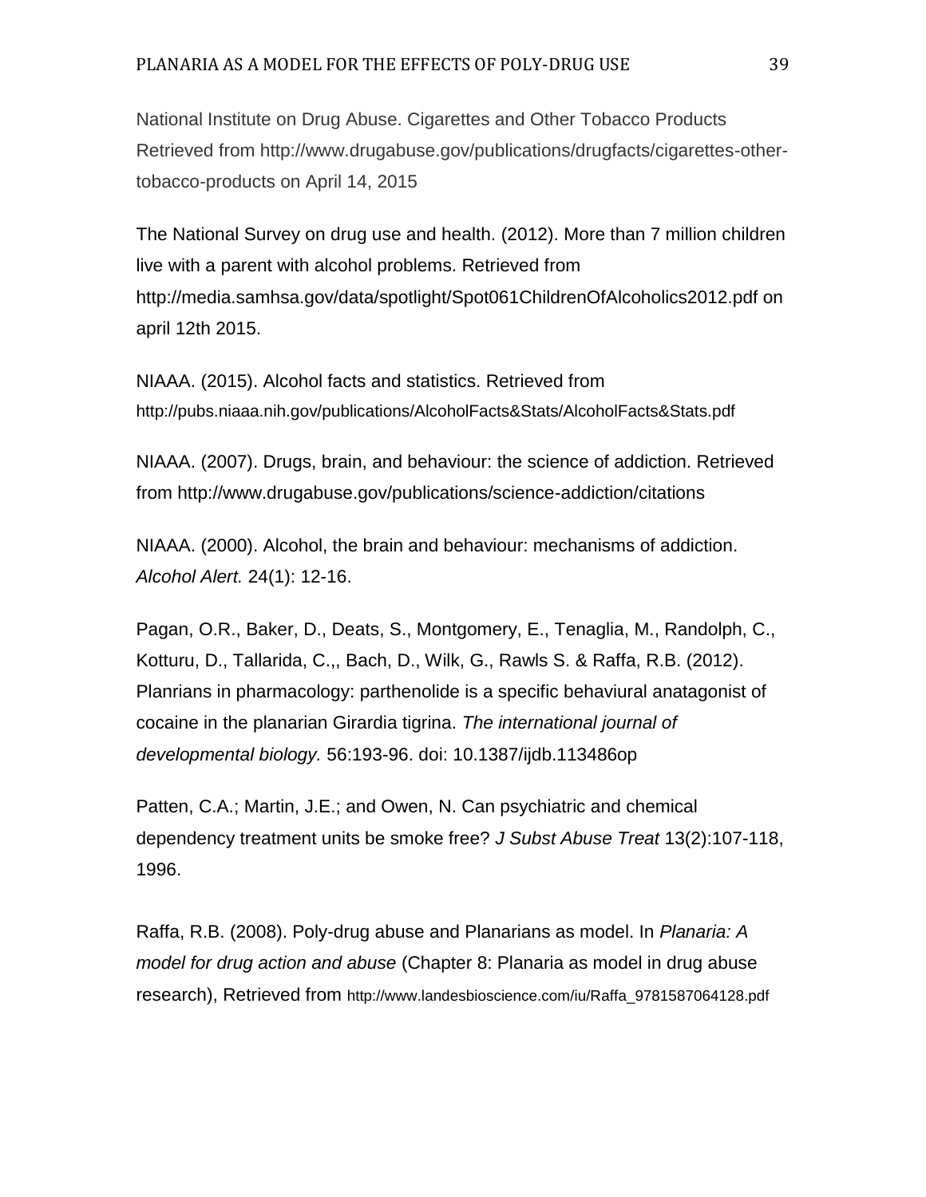National Institute on Drug Abuse. Cigarettes and Other Tobacco Products Retrieved from http://www.drugabuse.gov/publications/drugfacts/cigarettes-other-tobacco-products on April 14, 2015

The National Survey on drug use and health. (2012). More than 7 million children live with a parent with alcohol problems. Retrieved from http://media.samhsa.gov/data/spotlight/Spot061ChildrenOfAlcoholics2012.pdf on april 12th 2015.

NIAAA. (2015). Alcohol facts and statistics. Retrieved from http://pubs.niaaa.nih.gov/publications/AlcoholFacts&Stats/AlcoholFacts&Stats.pdf

NIAAA. (2007). Drugs, brain, and behaviour: the science of addiction. Retrieved from http://www.drugabuse.gov/publications/science-addiction/citations

NIAAA. (2000). Alcohol, the brain and behaviour: mechanisms of addiction. *Alcohol Alert.* 24(1): 12-16.

Pagan, O.R., Baker, D., Deats, S., Montgomery, E., Tenaglia, M., Randolph, C., Kotturu, D., Tallarida, C.,, Bach, D., Wilk, G., Rawls S. & Raffa, R.B. (2012). Planrians in pharmacology: parthenolide is a specific behaviural anatagonist of cocaine in the planarian Girardia tigrina. *The international journal of developmental biology.* 56:193-96. doi: 10.1387/ijdb.113486op

Patten, C.A.; Martin, J.E.; and Owen, N. Can psychiatric and chemical dependency treatment units be smoke free? *J Subst Abuse Treat* 13(2):107-118, 1996.

Raffa, R.B. (2008). Poly-drug abuse and Planarians as model. In *Planaria: A model for drug action and abuse* (Chapter 8: Planaria as model in drug abuse research), Retrieved from http://www.landesbioscience.com/iu/Raffa_9781587064128.pdf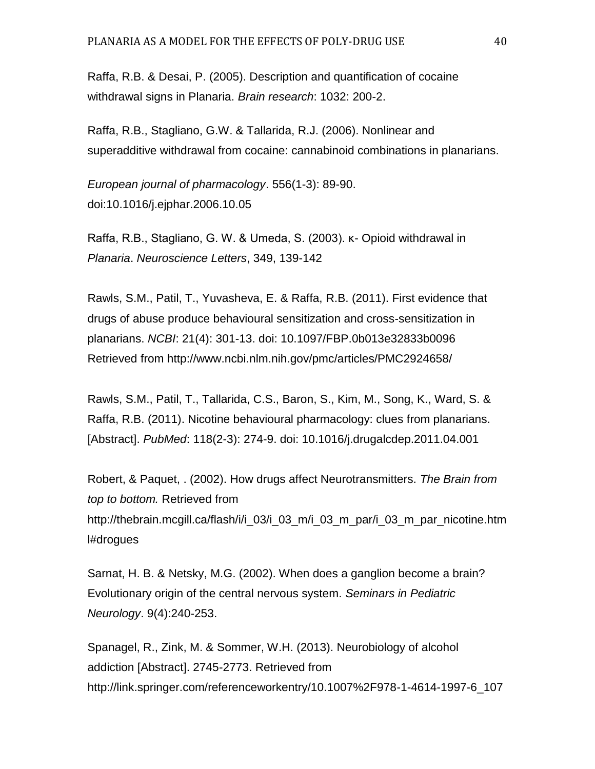Raffa, R.B. & Desai, P. (2005). Description and quantification of cocaine withdrawal signs in Planaria. *Brain research*: 1032: 200-2.

Raffa, R.B., Stagliano, G.W. & Tallarida, R.J. (2006). Nonlinear and superadditive withdrawal from cocaine: cannabinoid combinations in planarians.

*European journal of pharmacology*. 556(1-3): 89-90. doi:10.1016/j.ejphar.2006.10.05

Raffa, R.B., Stagliano, G. W. & Umeda, S. (2003). κ- Opioid withdrawal in *Planaria*. *Neuroscience Letters*, 349, 139-142

Rawls, S.M., Patil, T., Yuvasheva, E. & Raffa, R.B. (2011). First evidence that drugs of abuse produce behavioural sensitization and cross-sensitization in planarians. *NCBI*: 21(4): 301-13. doi: 10.1097/FBP.0b013e32833b0096 Retrieved from http://www.ncbi.nlm.nih.gov/pmc/articles/PMC2924658/

Rawls, S.M., Patil, T., Tallarida, C.S., Baron, S., Kim, M., Song, K., Ward, S. & Raffa, R.B. (2011). Nicotine behavioural pharmacology: clues from planarians. [Abstract]. *PubMed*: 118(2-3): 274-9. doi: 10.1016/j.drugalcdep.2011.04.001

Robert, & Paquet, . (2002). How drugs affect Neurotransmitters. *The Brain from top to bottom.* Retrieved from http://thebrain.mcgill.ca/flash/i/i_03/i_03_m/i_03_m_par/i_03_m_par_nicotine.html#drogues

Sarnat, H. B. & Netsky, M.G. (2002). When does a ganglion become a brain? Evolutionary origin of the central nervous system. *Seminars in Pediatric Neurology*. 9(4):240-253.

Spanagel, R., Zink, M. & Sommer, W.H. (2013). Neurobiology of alcohol addiction [Abstract]. 2745-2773. Retrieved from http://link.springer.com/referenceworkentry/10.1007%2F978-1-4614-1997-6_107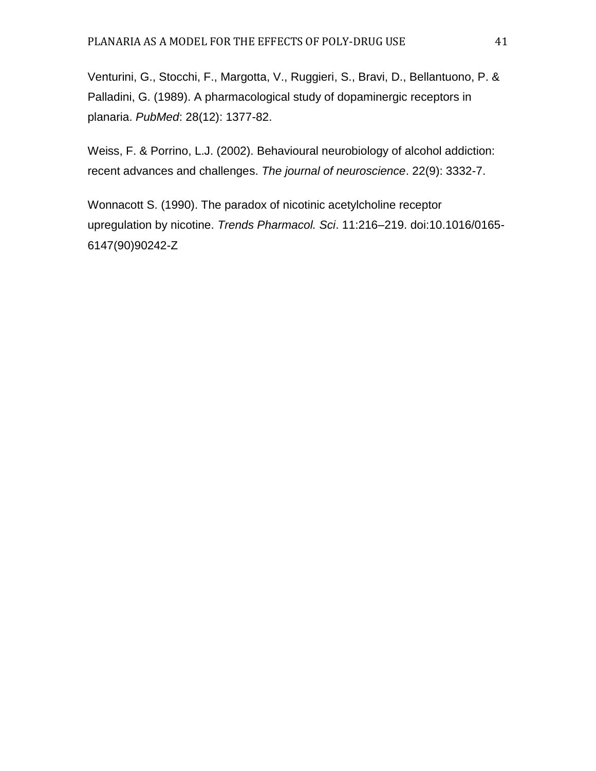Venturini, G., Stocchi, F., Margotta, V., Ruggieri, S., Bravi, D., Bellantuono, P. & Palladini, G. (1989). A pharmacological study of dopaminergic receptors in planaria. *PubMed*: 28(12): 1377-82.

Weiss, F. & Porrino, L.J. (2002). Behavioural neurobiology of alcohol addiction: recent advances and challenges. *The journal of neuroscience*. 22(9): 3332-7.

Wonnacott S. (1990). The paradox of nicotinic acetylcholine receptor upregulation by nicotine. *Trends Pharmacol. Sci*. 11:216–219. doi:10.1016/0165-6147(90)90242-Z